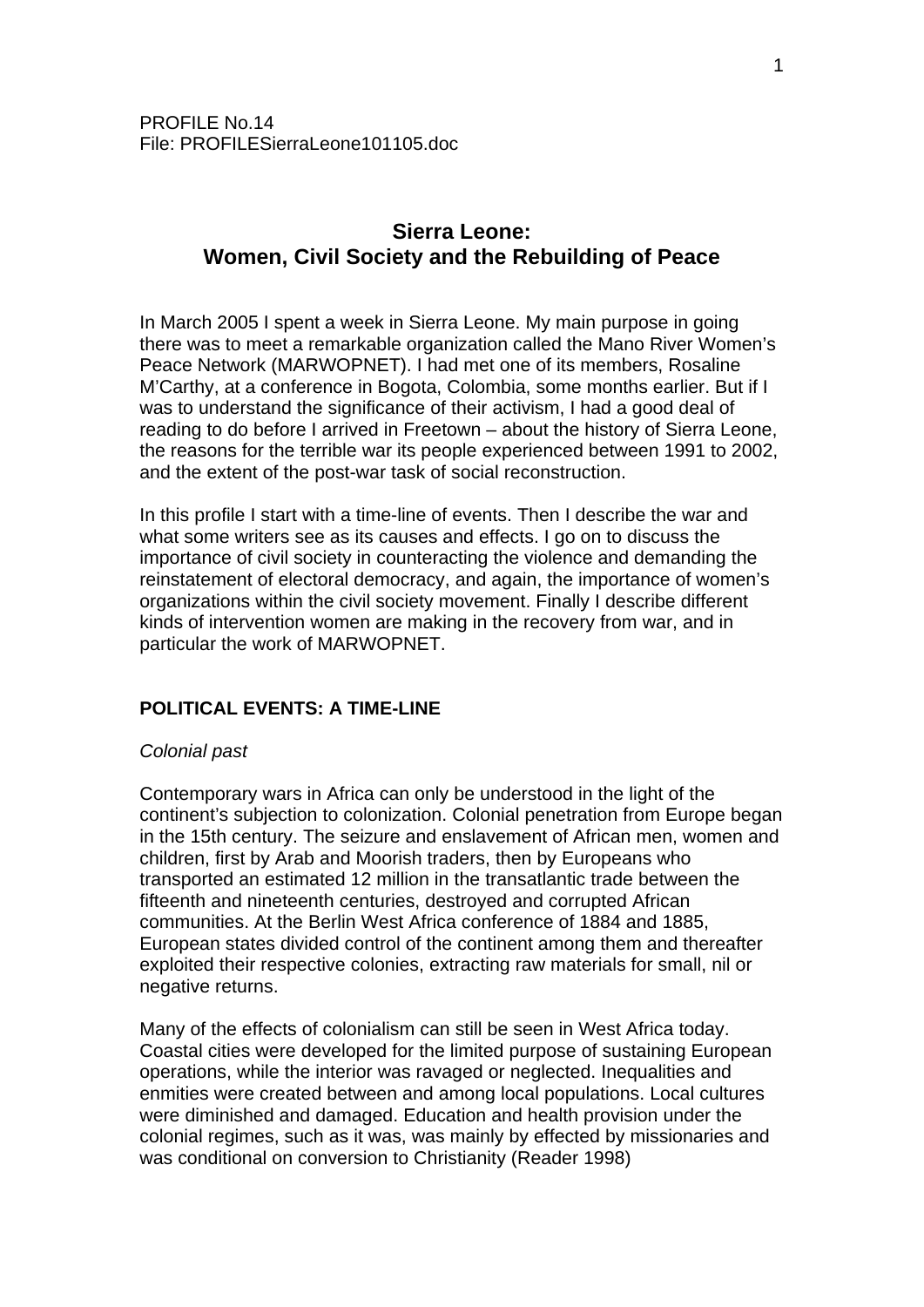PROFILE No.14
File: PROFILESierraLeone101105.doc

# Sierra Leone: Women, Civil Society and the Rebuilding of Peace

In March 2005 I spent a week in Sierra Leone. My main purpose in going there was to meet a remarkable organization called the Mano River Women's Peace Network (MARWOPNET). I had met one of its members, Rosaline M'Carthy, at a conference in Bogota, Colombia, some months earlier. But if I was to understand the significance of their activism, I had a good deal of reading to do before I arrived in Freetown – about the history of Sierra Leone, the reasons for the terrible war its people experienced between 1991 to 2002, and the extent of the post-war task of social reconstruction.

In this profile I start with a time-line of events. Then I describe the war and what some writers see as its causes and effects. I go on to discuss the importance of civil society in counteracting the violence and demanding the reinstatement of electoral democracy, and again, the importance of women's organizations within the civil society movement. Finally I describe different kinds of intervention women are making in the recovery from war, and in particular the work of MARWOPNET.

## POLITICAL EVENTS: A TIME-LINE

*Colonial past*

Contemporary wars in Africa can only be understood in the light of the continent's subjection to colonization. Colonial penetration from Europe began in the 15th century. The seizure and enslavement of African men, women and children, first by Arab and Moorish traders, then by Europeans who transported an estimated 12 million in the transatlantic trade between the fifteenth and nineteenth centuries, destroyed and corrupted African communities. At the Berlin West Africa conference of 1884 and 1885, European states divided control of the continent among them and thereafter exploited their respective colonies, extracting raw materials for small, nil or negative returns.

Many of the effects of colonialism can still be seen in West Africa today. Coastal cities were developed for the limited purpose of sustaining European operations, while the interior was ravaged or neglected. Inequalities and enmities were created between and among local populations. Local cultures were diminished and damaged. Education and health provision under the colonial regimes, such as it was, was mainly by effected by missionaries and was conditional on conversion to Christianity (Reader 1998)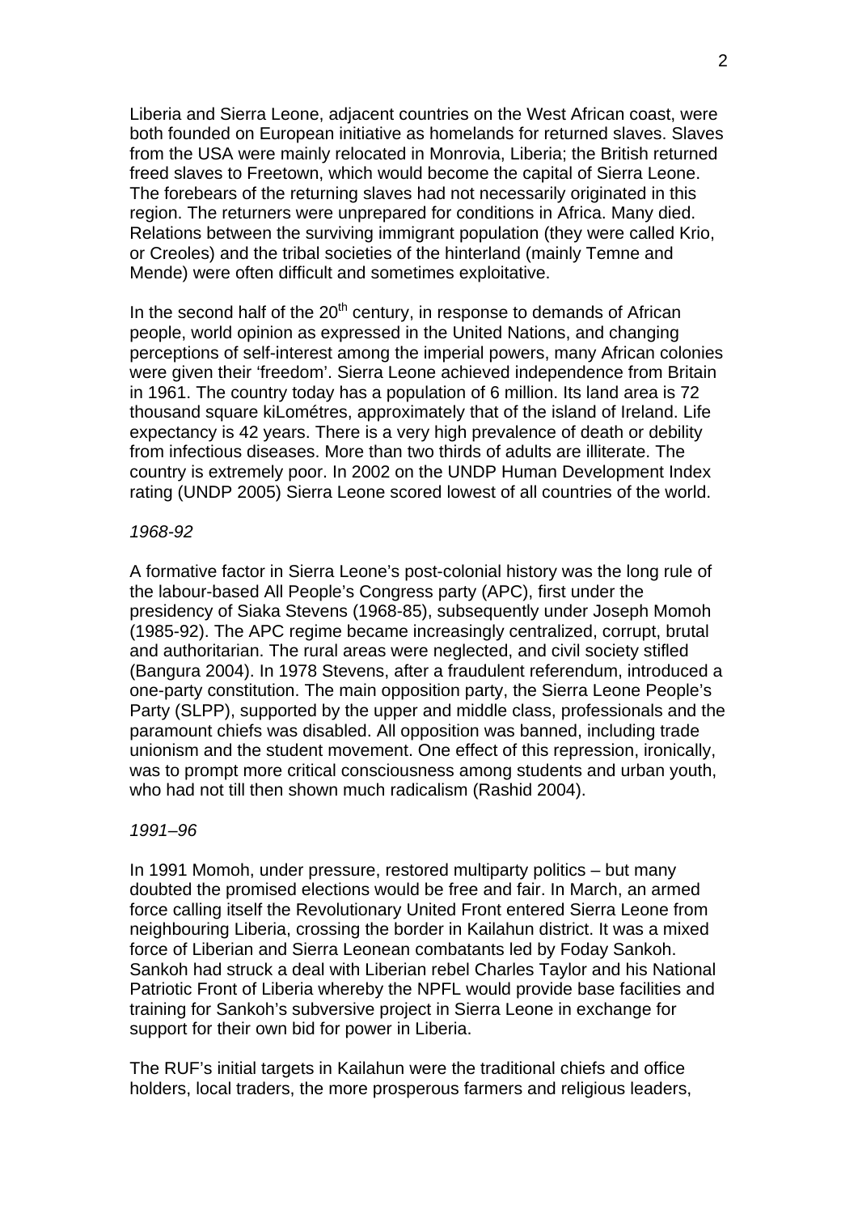Liberia and Sierra Leone, adjacent countries on the West African coast, were both founded on European initiative as homelands for returned slaves. Slaves from the USA were mainly relocated in Monrovia, Liberia; the British returned freed slaves to Freetown, which would become the capital of Sierra Leone. The forebears of the returning slaves had not necessarily originated in this region. The returners were unprepared for conditions in Africa. Many died. Relations between the surviving immigrant population (they were called Krio, or Creoles) and the tribal societies of the hinterland (mainly Temne and Mende) were often difficult and sometimes exploitative.

In the second half of the 20th century, in response to demands of African people, world opinion as expressed in the United Nations, and changing perceptions of self-interest among the imperial powers, many African colonies were given their 'freedom'. Sierra Leone achieved independence from Britain in 1961. The country today has a population of 6 million. Its land area is 72 thousand square kiLométres, approximately that of the island of Ireland. Life expectancy is 42 years. There is a very high prevalence of death or debility from infectious diseases. More than two thirds of adults are illiterate. The country is extremely poor. In 2002 on the UNDP Human Development Index rating (UNDP 2005) Sierra Leone scored lowest of all countries of the world.

*1968-92*

A formative factor in Sierra Leone's post-colonial history was the long rule of the labour-based All People's Congress party (APC), first under the presidency of Siaka Stevens (1968-85), subsequently under Joseph Momoh (1985-92). The APC regime became increasingly centralized, corrupt, brutal and authoritarian. The rural areas were neglected, and civil society stifled (Bangura 2004). In 1978 Stevens, after a fraudulent referendum, introduced a one-party constitution. The main opposition party, the Sierra Leone People's Party (SLPP), supported by the upper and middle class, professionals and the paramount chiefs was disabled. All opposition was banned, including trade unionism and the student movement. One effect of this repression, ironically, was to prompt more critical consciousness among students and urban youth, who had not till then shown much radicalism (Rashid 2004).

*1991–96*

In 1991 Momoh, under pressure, restored multiparty politics – but many doubted the promised elections would be free and fair. In March, an armed force calling itself the Revolutionary United Front entered Sierra Leone from neighbouring Liberia, crossing the border in Kailahun district. It was a mixed force of Liberian and Sierra Leonean combatants led by Foday Sankoh. Sankoh had struck a deal with Liberian rebel Charles Taylor and his National Patriotic Front of Liberia whereby the NPFL would provide base facilities and training for Sankoh's subversive project in Sierra Leone in exchange for support for their own bid for power in Liberia.

The RUF's initial targets in Kailahun were the traditional chiefs and office holders, local traders, the more prosperous farmers and religious leaders,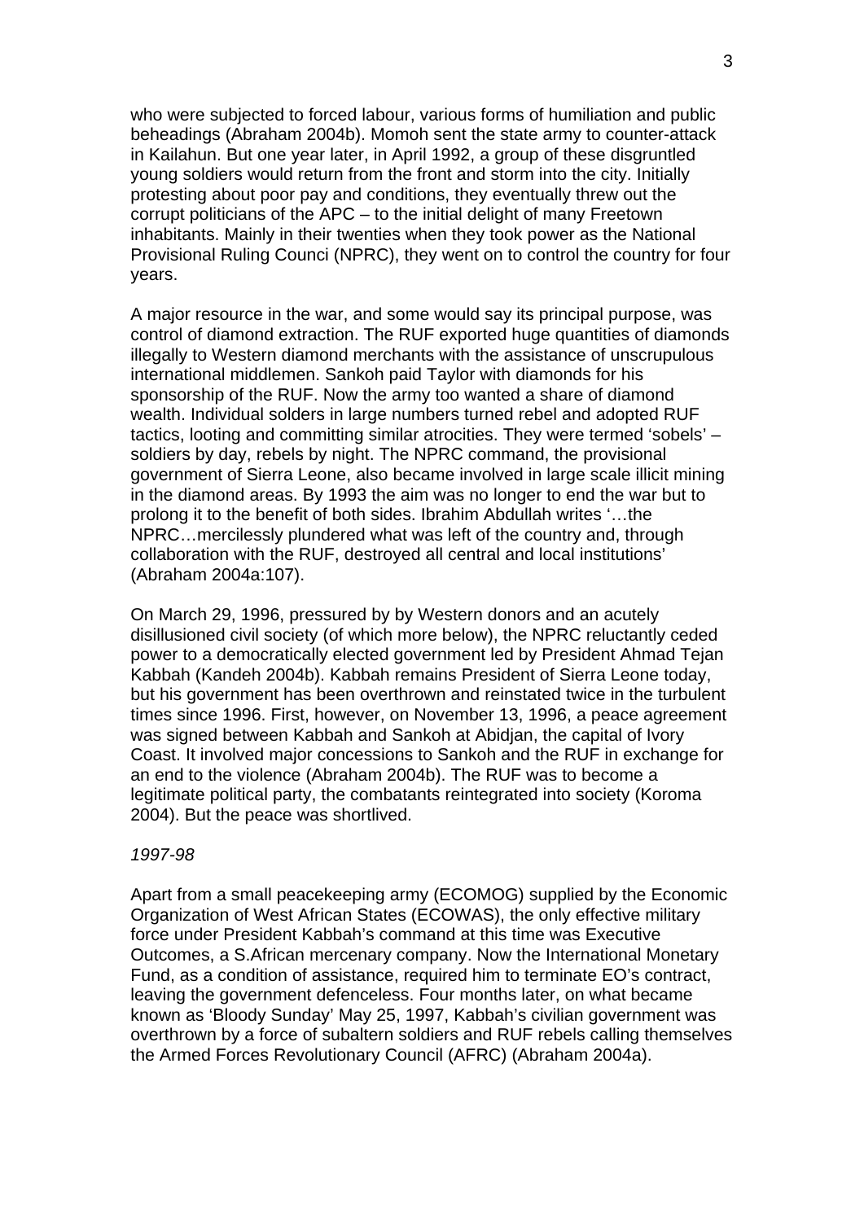who were subjected to forced labour, various forms of humiliation and public beheadings (Abraham 2004b). Momoh sent the state army to counter-attack in Kailahun. But one year later, in April 1992, a group of these disgruntled young soldiers would return from the front and storm into the city. Initially protesting about poor pay and conditions, they eventually threw out the corrupt politicians of the APC – to the initial delight of many Freetown inhabitants. Mainly in their twenties when they took power as the National Provisional Ruling Counci (NPRC), they went on to control the country for four years.

A major resource in the war, and some would say its principal purpose, was control of diamond extraction. The RUF exported huge quantities of diamonds illegally to Western diamond merchants with the assistance of unscrupulous international middlemen. Sankoh paid Taylor with diamonds for his sponsorship of the RUF. Now the army too wanted a share of diamond wealth. Individual solders in large numbers turned rebel and adopted RUF tactics, looting and committing similar atrocities. They were termed 'sobels' – soldiers by day, rebels by night. The NPRC command, the provisional government of Sierra Leone, also became involved in large scale illicit mining in the diamond areas. By 1993 the aim was no longer to end the war but to prolong it to the benefit of both sides. Ibrahim Abdullah writes '…the NPRC…mercilessly plundered what was left of the country and, through collaboration with the RUF, destroyed all central and local institutions' (Abraham 2004a:107).

On March 29, 1996, pressured by by Western donors and an acutely disillusioned civil society (of which more below), the NPRC reluctantly ceded power to a democratically elected government led by President Ahmad Tejan Kabbah (Kandeh 2004b). Kabbah remains President of Sierra Leone today, but his government has been overthrown and reinstated twice in the turbulent times since 1996. First, however, on November 13, 1996, a peace agreement was signed between Kabbah and Sankoh at Abidjan, the capital of Ivory Coast. It involved major concessions to Sankoh and the RUF in exchange for an end to the violence (Abraham 2004b). The RUF was to become a legitimate political party, the combatants reintegrated into society (Koroma 2004). But the peace was shortlived.

*1997-98*

Apart from a small peacekeeping army (ECOMOG) supplied by the Economic Organization of West African States (ECOWAS), the only effective military force under President Kabbah's command at this time was Executive Outcomes, a S.African mercenary company. Now the International Monetary Fund, as a condition of assistance, required him to terminate EO's contract, leaving the government defenceless. Four months later, on what became known as 'Bloody Sunday' May 25, 1997, Kabbah's civilian government was overthrown by a force of subaltern soldiers and RUF rebels calling themselves the Armed Forces Revolutionary Council (AFRC) (Abraham 2004a).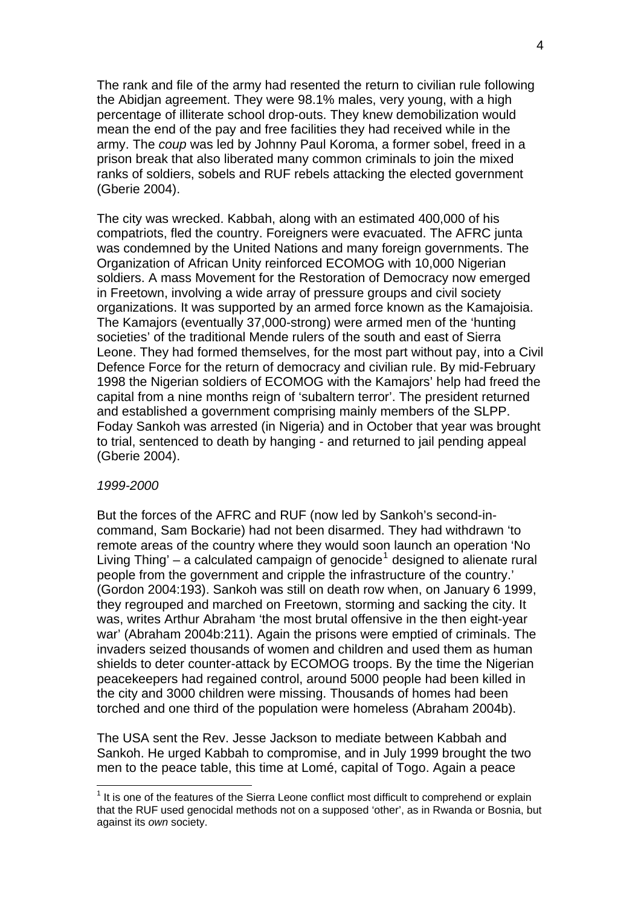The rank and file of the army had resented the return to civilian rule following the Abidjan agreement. They were 98.1% males, very young, with a high percentage of illiterate school drop-outs. They knew demobilization would mean the end of the pay and free facilities they had received while in the army. The *coup* was led by Johnny Paul Koroma, a former sobel, freed in a prison break that also liberated many common criminals to join the mixed ranks of soldiers, sobels and RUF rebels attacking the elected government (Gberie 2004).

The city was wrecked. Kabbah, along with an estimated 400,000 of his compatriots, fled the country. Foreigners were evacuated. The AFRC junta was condemned by the United Nations and many foreign governments. The Organization of African Unity reinforced ECOMOG with 10,000 Nigerian soldiers. A mass Movement for the Restoration of Democracy now emerged in Freetown, involving a wide array of pressure groups and civil society organizations. It was supported by an armed force known as the Kamajoisia. The Kamajors (eventually 37,000-strong) were armed men of the 'hunting societies' of the traditional Mende rulers of the south and east of Sierra Leone. They had formed themselves, for the most part without pay, into a Civil Defence Force for the return of democracy and civilian rule. By mid-February 1998 the Nigerian soldiers of ECOMOG with the Kamajors' help had freed the capital from a nine months reign of 'subaltern terror'. The president returned and established a government comprising mainly members of the SLPP. Foday Sankoh was arrested (in Nigeria) and in October that year was brought to trial, sentenced to death by hanging - and returned to jail pending appeal (Gberie 2004).

*1999-2000*

But the forces of the AFRC and RUF (now led by Sankoh's second-in-command, Sam Bockarie) had not been disarmed. They had withdrawn 'to remote areas of the country where they would soon launch an operation 'No Living Thing' – a calculated campaign of genocide[1] designed to alienate rural people from the government and cripple the infrastructure of the country.' (Gordon 2004:193). Sankoh was still on death row when, on January 6 1999, they regrouped and marched on Freetown, storming and sacking the city. It was, writes Arthur Abraham 'the most brutal offensive in the then eight-year war' (Abraham 2004b:211). Again the prisons were emptied of criminals. The invaders seized thousands of women and children and used them as human shields to deter counter-attack by ECOMOG troops. By the time the Nigerian peacekeepers had regained control, around 5000 people had been killed in the city and 3000 children were missing. Thousands of homes had been torched and one third of the population were homeless (Abraham 2004b).

The USA sent the Rev. Jesse Jackson to mediate between Kabbah and Sankoh. He urged Kabbah to compromise, and in July 1999 brought the two men to the peace table, this time at Lomé, capital of Togo. Again a peace

[1] It is one of the features of the Sierra Leone conflict most difficult to comprehend or explain that the RUF used genocidal methods not on a supposed 'other', as in Rwanda or Bosnia, but against its *own* society.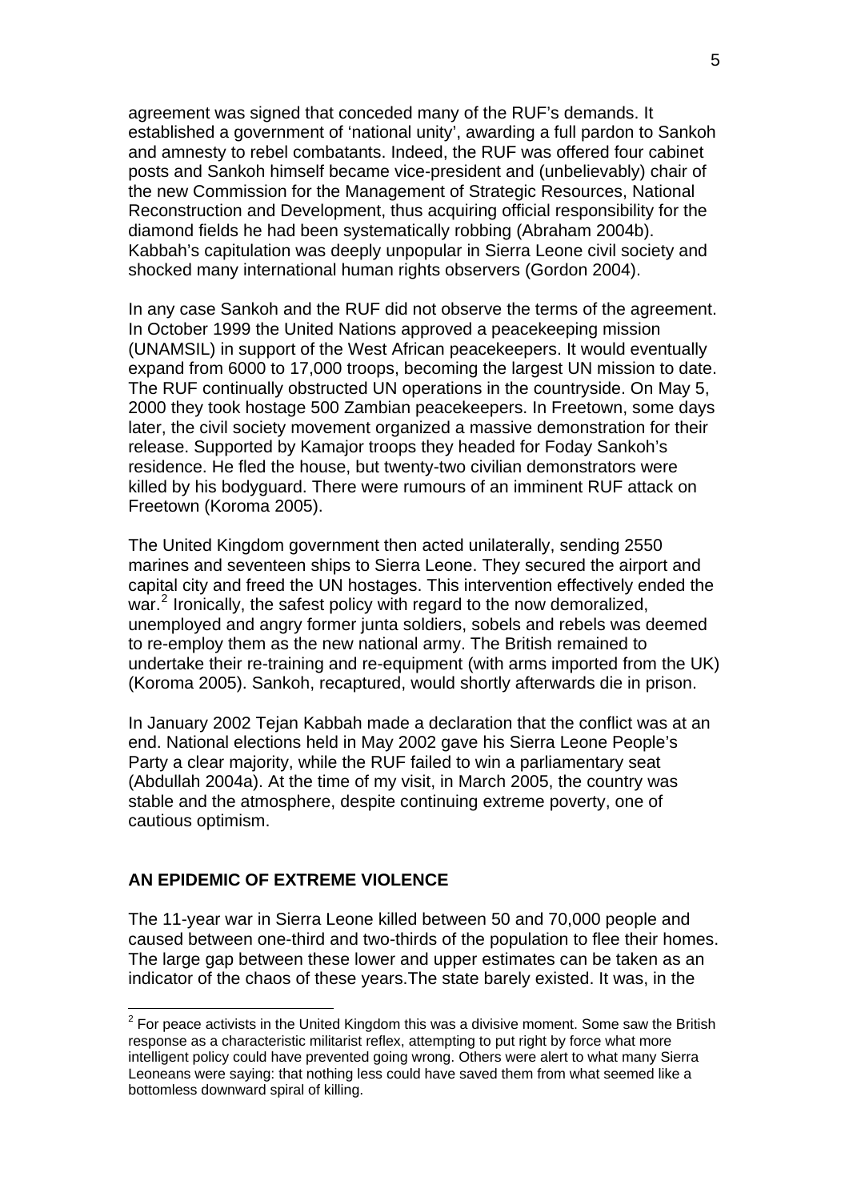agreement was signed that conceded many of the RUF's demands. It established a government of 'national unity', awarding a full pardon to Sankoh and amnesty to rebel combatants. Indeed, the RUF was offered four cabinet posts and Sankoh himself became vice-president and (unbelievably) chair of the new Commission for the Management of Strategic Resources, National Reconstruction and Development, thus acquiring official responsibility for the diamond fields he had been systematically robbing (Abraham 2004b). Kabbah's capitulation was deeply unpopular in Sierra Leone civil society and shocked many international human rights observers (Gordon 2004).

In any case Sankoh and the RUF did not observe the terms of the agreement. In October 1999 the United Nations approved a peacekeeping mission (UNAMSIL) in support of the West African peacekeepers. It would eventually expand from 6000 to 17,000 troops, becoming the largest UN mission to date. The RUF continually obstructed UN operations in the countryside. On May 5, 2000 they took hostage 500 Zambian peacekeepers. In Freetown, some days later, the civil society movement organized a massive demonstration for their release. Supported by Kamajor troops they headed for Foday Sankoh's residence. He fled the house, but twenty-two civilian demonstrators were killed by his bodyguard. There were rumours of an imminent RUF attack on Freetown (Koroma 2005).

The United Kingdom government then acted unilaterally, sending 2550 marines and seventeen ships to Sierra Leone. They secured the airport and capital city and freed the UN hostages. This intervention effectively ended the war.[2] Ironically, the safest policy with regard to the now demoralized, unemployed and angry former junta soldiers, sobels and rebels was deemed to re-employ them as the new national army. The British remained to undertake their re-training and re-equipment (with arms imported from the UK) (Koroma 2005). Sankoh, recaptured, would shortly afterwards die in prison.

In January 2002 Tejan Kabbah made a declaration that the conflict was at an end. National elections held in May 2002 gave his Sierra Leone People's Party a clear majority, while the RUF failed to win a parliamentary seat (Abdullah 2004a). At the time of my visit, in March 2005, the country was stable and the atmosphere, despite continuing extreme poverty, one of cautious optimism.

## AN EPIDEMIC OF EXTREME VIOLENCE

The 11-year war in Sierra Leone killed between 50 and 70,000 people and caused between one-third and two-thirds of the population to flee their homes. The large gap between these lower and upper estimates can be taken as an indicator of the chaos of these years.The state barely existed. It was, in the

[2] For peace activists in the United Kingdom this was a divisive moment. Some saw the British response as a characteristic militarist reflex, attempting to put right by force what more intelligent policy could have prevented going wrong. Others were alert to what many Sierra Leoneans were saying: that nothing less could have saved them from what seemed like a bottomless downward spiral of killing.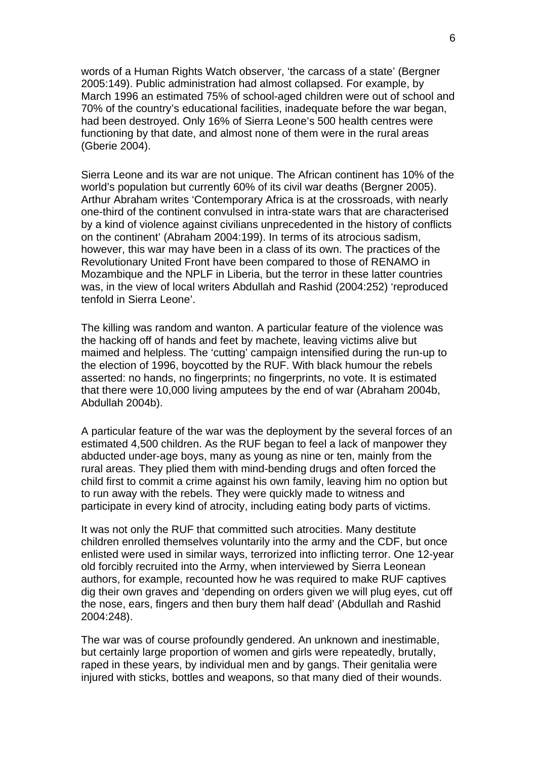words of a Human Rights Watch observer, 'the carcass of a state' (Bergner 2005:149). Public administration had almost collapsed. For example, by March 1996 an estimated 75% of school-aged children were out of school and 70% of the country's educational facilities, inadequate before the war began, had been destroyed. Only 16% of Sierra Leone's 500 health centres were functioning by that date, and almost none of them were in the rural areas (Gberie 2004).

Sierra Leone and its war are not unique. The African continent has 10% of the world's population but currently 60% of its civil war deaths (Bergner 2005). Arthur Abraham writes 'Contemporary Africa is at the crossroads, with nearly one-third of the continent convulsed in intra-state wars that are characterised by a kind of violence against civilians unprecedented in the history of conflicts on the continent' (Abraham 2004:199). In terms of its atrocious sadism, however, this war may have been in a class of its own. The practices of the Revolutionary United Front have been compared to those of RENAMO in Mozambique and the NPLF in Liberia, but the terror in these latter countries was, in the view of local writers Abdullah and Rashid (2004:252) 'reproduced tenfold in Sierra Leone'.

The killing was random and wanton. A particular feature of the violence was the hacking off of hands and feet by machete, leaving victims alive but maimed and helpless. The 'cutting' campaign intensified during the run-up to the election of 1996, boycotted by the RUF. With black humour the rebels asserted: no hands, no fingerprints; no fingerprints, no vote. It is estimated that there were 10,000 living amputees by the end of war (Abraham 2004b, Abdullah 2004b).

A particular feature of the war was the deployment by the several forces of an estimated 4,500 children. As the RUF began to feel a lack of manpower they abducted under-age boys, many as young as nine or ten, mainly from the rural areas. They plied them with mind-bending drugs and often forced the child first to commit a crime against his own family, leaving him no option but to run away with the rebels. They were quickly made to witness and participate in every kind of atrocity, including eating body parts of victims.

It was not only the RUF that committed such atrocities. Many destitute children enrolled themselves voluntarily into the army and the CDF, but once enlisted were used in similar ways, terrorized into inflicting terror. One 12-year old forcibly recruited into the Army, when interviewed by Sierra Leonean authors, for example, recounted how he was required to make RUF captives dig their own graves and 'depending on orders given we will plug eyes, cut off the nose, ears, fingers and then bury them half dead' (Abdullah and Rashid 2004:248).

The war was of course profoundly gendered. An unknown and inestimable, but certainly large proportion of women and girls were repeatedly, brutally, raped in these years, by individual men and by gangs. Their genitalia were injured with sticks, bottles and weapons, so that many died of their wounds.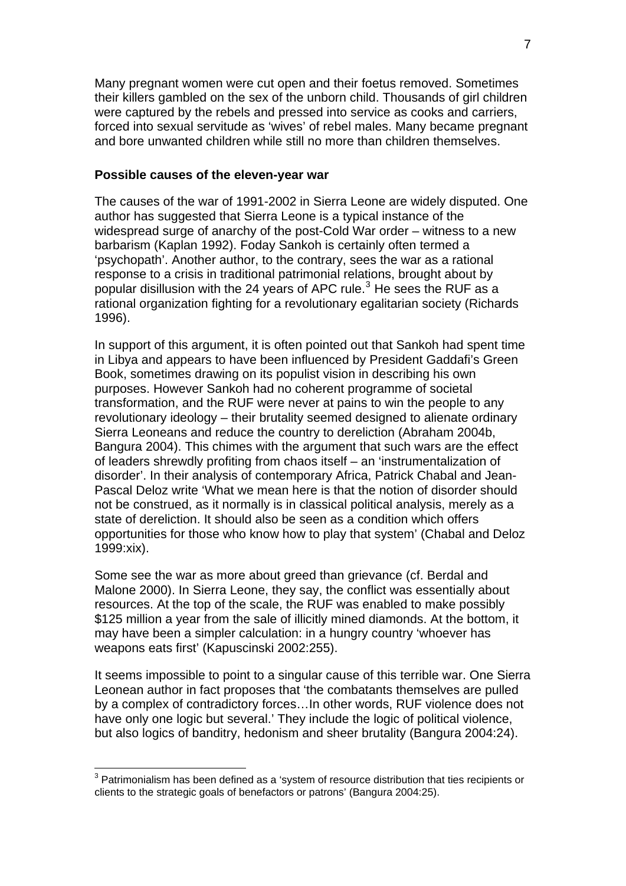Many pregnant women were cut open and their foetus removed. Sometimes their killers gambled on the sex of the unborn child. Thousands of girl children were captured by the rebels and pressed into service as cooks and carriers, forced into sexual servitude as 'wives' of rebel males. Many became pregnant and bore unwanted children while still no more than children themselves.

**Possible causes of the eleven-year war**

The causes of the war of 1991-2002 in Sierra Leone are widely disputed. One author has suggested that Sierra Leone is a typical instance of the widespread surge of anarchy of the post-Cold War order – witness to a new barbarism (Kaplan 1992). Foday Sankoh is certainly often termed a 'psychopath'. Another author, to the contrary, sees the war as a rational response to a crisis in traditional patrimonial relations, brought about by popular disillusion with the 24 years of APC rule.[3] He sees the RUF as a rational organization fighting for a revolutionary egalitarian society (Richards 1996).

In support of this argument, it is often pointed out that Sankoh had spent time in Libya and appears to have been influenced by President Gaddafi's Green Book, sometimes drawing on its populist vision in describing his own purposes. However Sankoh had no coherent programme of societal transformation, and the RUF were never at pains to win the people to any revolutionary ideology – their brutality seemed designed to alienate ordinary Sierra Leoneans and reduce the country to dereliction (Abraham 2004b, Bangura 2004). This chimes with the argument that such wars are the effect of leaders shrewdly profiting from chaos itself – an 'instrumentalization of disorder'. In their analysis of contemporary Africa, Patrick Chabal and Jean-Pascal Deloz write 'What we mean here is that the notion of disorder should not be construed, as it normally is in classical political analysis, merely as a state of dereliction. It should also be seen as a condition which offers opportunities for those who know how to play that system' (Chabal and Deloz 1999:xix).

Some see the war as more about greed than grievance (cf. Berdal and Malone 2000). In Sierra Leone, they say, the conflict was essentially about resources. At the top of the scale, the RUF was enabled to make possibly \$125 million a year from the sale of illicitly mined diamonds. At the bottom, it may have been a simpler calculation: in a hungry country 'whoever has weapons eats first' (Kapuscinski 2002:255).

It seems impossible to point to a singular cause of this terrible war. One Sierra Leonean author in fact proposes that 'the combatants themselves are pulled by a complex of contradictory forces…In other words, RUF violence does not have only one logic but several.' They include the logic of political violence, but also logics of banditry, hedonism and sheer brutality (Bangura 2004:24).

---

[3] Patrimonialism has been defined as a 'system of resource distribution that ties recipients or clients to the strategic goals of benefactors or patrons' (Bangura 2004:25).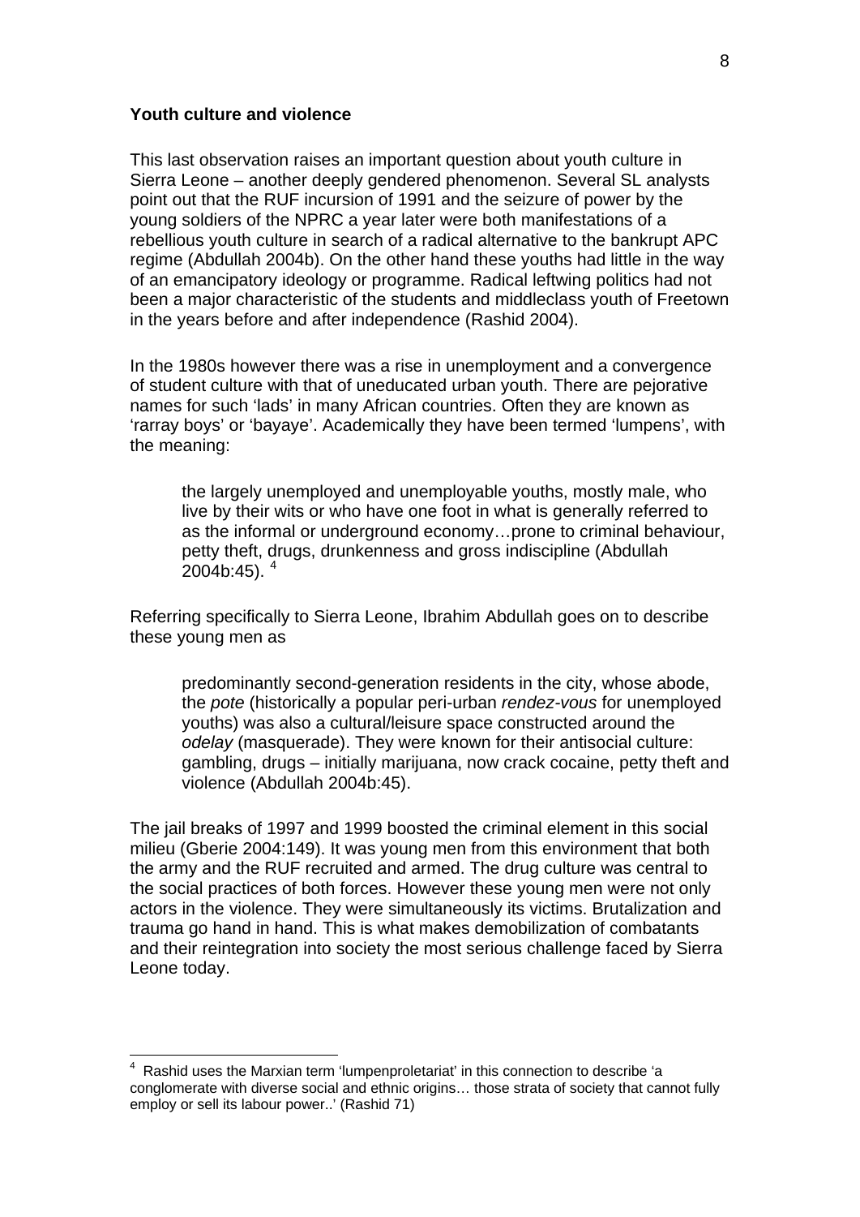**Youth culture and violence**

This last observation raises an important question about youth culture in Sierra Leone – another deeply gendered phenomenon. Several SL analysts point out that the RUF incursion of 1991 and the seizure of power by the young soldiers of the NPRC a year later were both manifestations of a rebellious youth culture in search of a radical alternative to the bankrupt APC regime (Abdullah 2004b). On the other hand these youths had little in the way of an emancipatory ideology or programme. Radical leftwing politics had not been a major characteristic of the students and middleclass youth of Freetown in the years before and after independence (Rashid 2004).

In the 1980s however there was a rise in unemployment and a convergence of student culture with that of uneducated urban youth. There are pejorative names for such 'lads' in many African countries. Often they are known as 'rarray boys' or 'bayaye'. Academically they have been termed 'lumpens', with the meaning:

> the largely unemployed and unemployable youths, mostly male, who live by their wits or who have one foot in what is generally referred to as the informal or underground economy…prone to criminal behaviour, petty theft, drugs, drunkenness and gross indiscipline (Abdullah 2004b:45). [4]

Referring specifically to Sierra Leone, Ibrahim Abdullah goes on to describe these young men as

> predominantly second-generation residents in the city, whose abode, the *pote* (historically a popular peri-urban *rendez-vous* for unemployed youths) was also a cultural/leisure space constructed around the *odelay* (masquerade). They were known for their antisocial culture: gambling, drugs – initially marijuana, now crack cocaine, petty theft and violence (Abdullah 2004b:45).

The jail breaks of 1997 and 1999 boosted the criminal element in this social milieu (Gberie 2004:149). It was young men from this environment that both the army and the RUF recruited and armed. The drug culture was central to the social practices of both forces. However these young men were not only actors in the violence. They were simultaneously its victims. Brutalization and trauma go hand in hand. This is what makes demobilization of combatants and their reintegration into society the most serious challenge faced by Sierra Leone today.

---

[4] Rashid uses the Marxian term 'lumpenproletariat' in this connection to describe 'a conglomerate with diverse social and ethnic origins… those strata of society that cannot fully employ or sell its labour power..' (Rashid 71)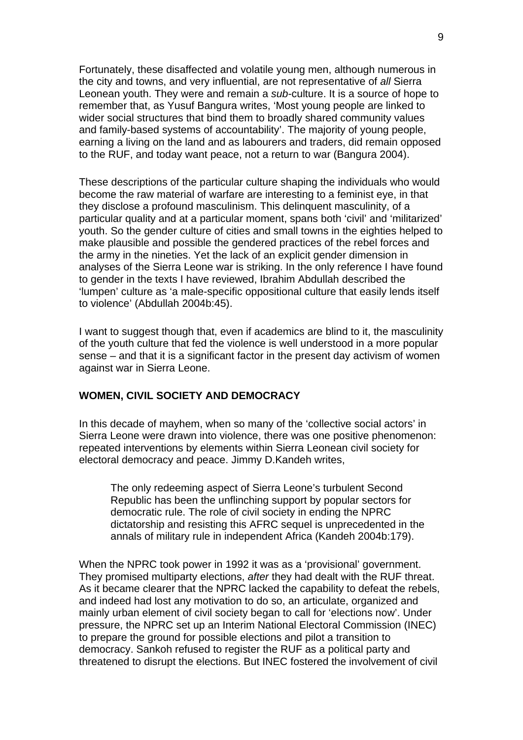Fortunately, these disaffected and volatile young men, although numerous in the city and towns, and very influential, are not representative of *all* Sierra Leonean youth. They were and remain a *sub*-culture. It is a source of hope to remember that, as Yusuf Bangura writes, 'Most young people are linked to wider social structures that bind them to broadly shared community values and family-based systems of accountability'. The majority of young people, earning a living on the land and as labourers and traders, did remain opposed to the RUF, and today want peace, not a return to war (Bangura 2004).

These descriptions of the particular culture shaping the individuals who would become the raw material of warfare are interesting to a feminist eye, in that they disclose a profound masculinism. This delinquent masculinity, of a particular quality and at a particular moment, spans both 'civil' and 'militarized' youth. So the gender culture of cities and small towns in the eighties helped to make plausible and possible the gendered practices of the rebel forces and the army in the nineties. Yet the lack of an explicit gender dimension in analyses of the Sierra Leone war is striking. In the only reference I have found to gender in the texts I have reviewed, Ibrahim Abdullah described the 'lumpen' culture as 'a male-specific oppositional culture that easily lends itself to violence' (Abdullah 2004b:45).

I want to suggest though that, even if academics are blind to it, the masculinity of the youth culture that fed the violence is well understood in a more popular sense – and that it is a significant factor in the present day activism of women against war in Sierra Leone.

## WOMEN, CIVIL SOCIETY AND DEMOCRACY

In this decade of mayhem, when so many of the 'collective social actors' in Sierra Leone were drawn into violence, there was one positive phenomenon: repeated interventions by elements within Sierra Leonean civil society for electoral democracy and peace. Jimmy D.Kandeh writes,

> The only redeeming aspect of Sierra Leone's turbulent Second Republic has been the unflinching support by popular sectors for democratic rule. The role of civil society in ending the NPRC dictatorship and resisting this AFRC sequel is unprecedented in the annals of military rule in independent Africa (Kandeh 2004b:179).

When the NPRC took power in 1992 it was as a 'provisional' government. They promised multiparty elections, *after* they had dealt with the RUF threat. As it became clearer that the NPRC lacked the capability to defeat the rebels, and indeed had lost any motivation to do so, an articulate, organized and mainly urban element of civil society began to call for 'elections now'. Under pressure, the NPRC set up an Interim National Electoral Commission (INEC) to prepare the ground for possible elections and pilot a transition to democracy. Sankoh refused to register the RUF as a political party and threatened to disrupt the elections. But INEC fostered the involvement of civil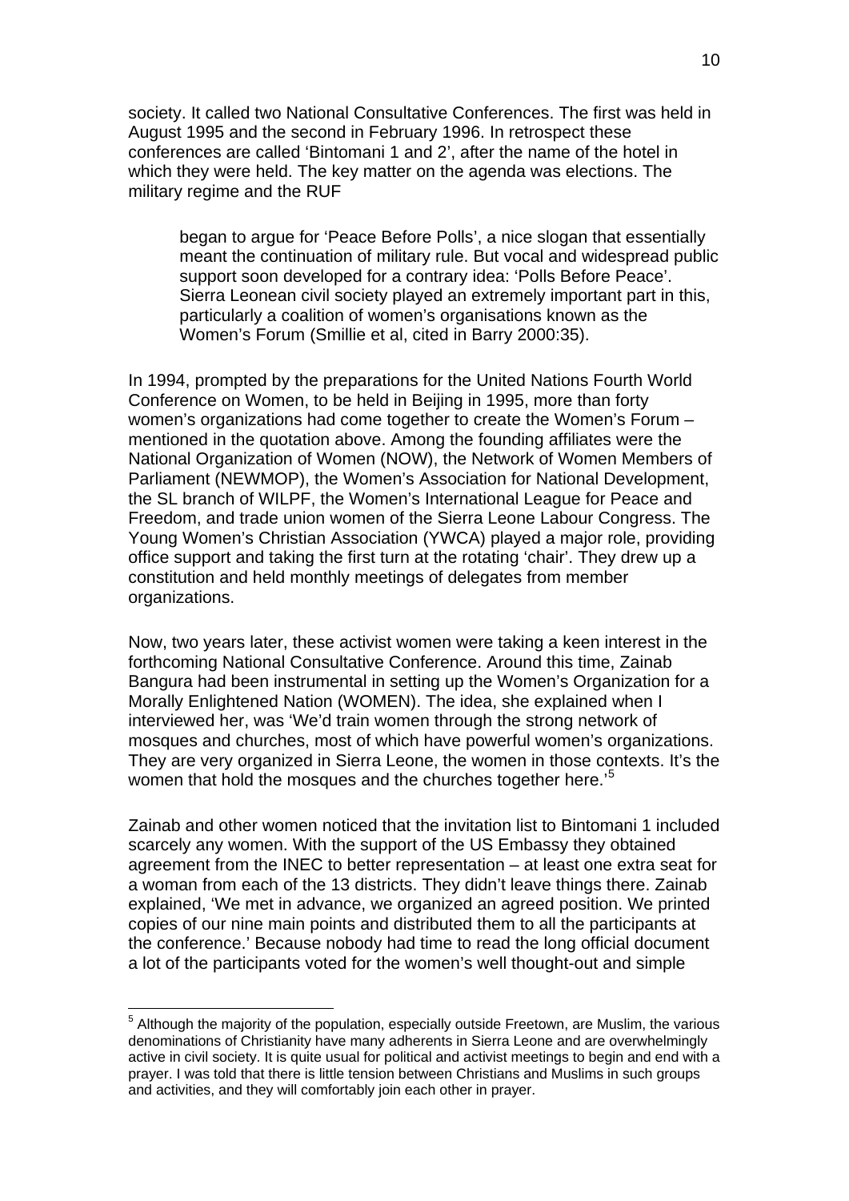society. It called two National Consultative Conferences. The first was held in August 1995 and the second in February 1996. In retrospect these conferences are called 'Bintomani 1 and 2', after the name of the hotel in which they were held. The key matter on the agenda was elections. The military regime and the RUF

> began to argue for 'Peace Before Polls', a nice slogan that essentially meant the continuation of military rule. But vocal and widespread public support soon developed for a contrary idea: 'Polls Before Peace'. Sierra Leonean civil society played an extremely important part in this, particularly a coalition of women's organisations known as the Women's Forum (Smillie et al, cited in Barry 2000:35).

In 1994, prompted by the preparations for the United Nations Fourth World Conference on Women, to be held in Beijing in 1995, more than forty women's organizations had come together to create the Women's Forum – mentioned in the quotation above. Among the founding affiliates were the National Organization of Women (NOW), the Network of Women Members of Parliament (NEWMOP), the Women's Association for National Development, the SL branch of WILPF, the Women's International League for Peace and Freedom, and trade union women of the Sierra Leone Labour Congress. The Young Women's Christian Association (YWCA) played a major role, providing office support and taking the first turn at the rotating 'chair'. They drew up a constitution and held monthly meetings of delegates from member organizations.

Now, two years later, these activist women were taking a keen interest in the forthcoming National Consultative Conference. Around this time, Zainab Bangura had been instrumental in setting up the Women's Organization for a Morally Enlightened Nation (WOMEN). The idea, she explained when I interviewed her, was 'We'd train women through the strong network of mosques and churches, most of which have powerful women's organizations. They are very organized in Sierra Leone, the women in those contexts. It's the women that hold the mosques and the churches together here.'[5]

Zainab and other women noticed that the invitation list to Bintomani 1 included scarcely any women. With the support of the US Embassy they obtained agreement from the INEC to better representation – at least one extra seat for a woman from each of the 13 districts. They didn't leave things there. Zainab explained, 'We met in advance, we organized an agreed position. We printed copies of our nine main points and distributed them to all the participants at the conference.' Because nobody had time to read the long official document a lot of the participants voted for the women's well thought-out and simple

---

[5] Although the majority of the population, especially outside Freetown, are Muslim, the various denominations of Christianity have many adherents in Sierra Leone and are overwhelmingly active in civil society. It is quite usual for political and activist meetings to begin and end with a prayer. I was told that there is little tension between Christians and Muslims in such groups and activities, and they will comfortably join each other in prayer.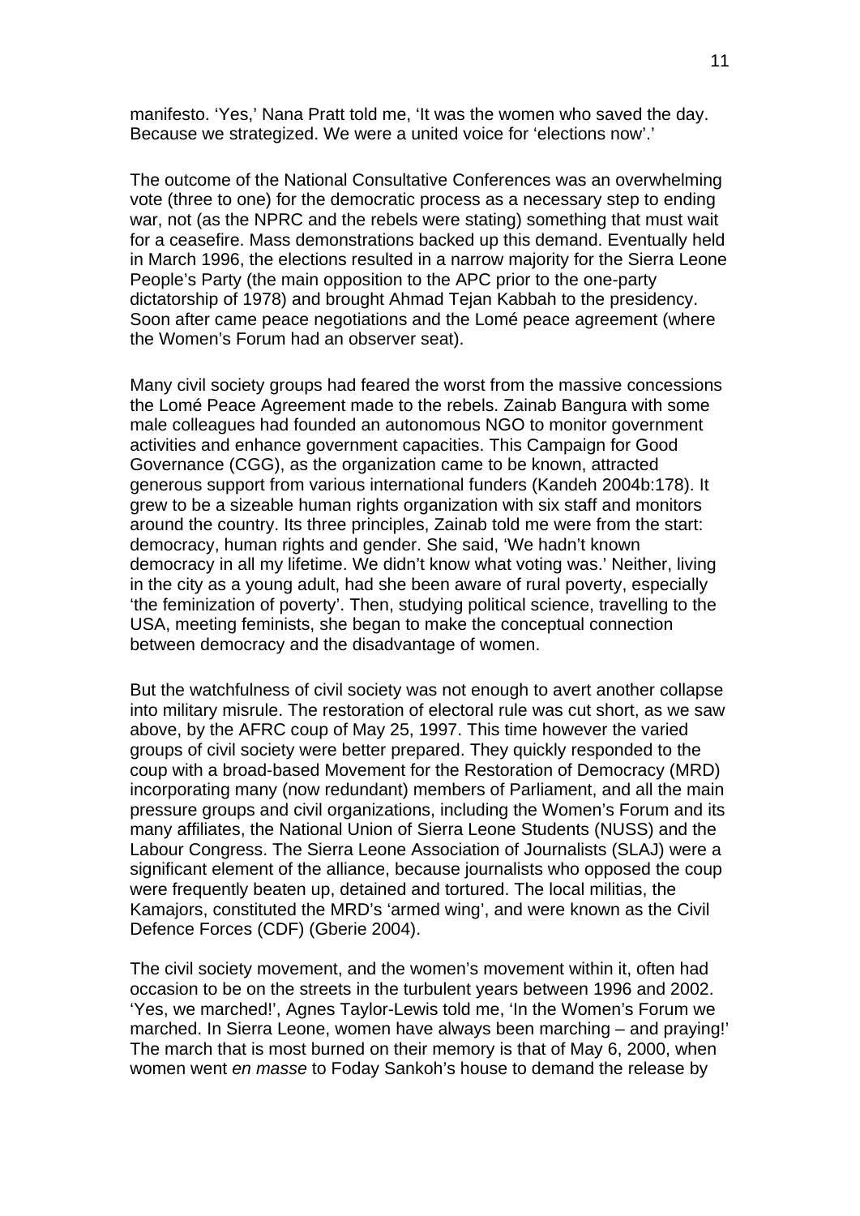manifesto. 'Yes,' Nana Pratt told me, 'It was the women who saved the day. Because we strategized. We were a united voice for 'elections now'.'

The outcome of the National Consultative Conferences was an overwhelming vote (three to one) for the democratic process as a necessary step to ending war, not (as the NPRC and the rebels were stating) something that must wait for a ceasefire. Mass demonstrations backed up this demand. Eventually held in March 1996, the elections resulted in a narrow majority for the Sierra Leone People's Party (the main opposition to the APC prior to the one-party dictatorship of 1978) and brought Ahmad Tejan Kabbah to the presidency. Soon after came peace negotiations and the Lomé peace agreement (where the Women's Forum had an observer seat).

Many civil society groups had feared the worst from the massive concessions the Lomé Peace Agreement made to the rebels. Zainab Bangura with some male colleagues had founded an autonomous NGO to monitor government activities and enhance government capacities. This Campaign for Good Governance (CGG), as the organization came to be known, attracted generous support from various international funders (Kandeh 2004b:178). It grew to be a sizeable human rights organization with six staff and monitors around the country. Its three principles, Zainab told me were from the start: democracy, human rights and gender. She said, 'We hadn't known democracy in all my lifetime. We didn't know what voting was.' Neither, living in the city as a young adult, had she been aware of rural poverty, especially 'the feminization of poverty'. Then, studying political science, travelling to the USA, meeting feminists, she began to make the conceptual connection between democracy and the disadvantage of women.

But the watchfulness of civil society was not enough to avert another collapse into military misrule. The restoration of electoral rule was cut short, as we saw above, by the AFRC coup of May 25, 1997. This time however the varied groups of civil society were better prepared. They quickly responded to the coup with a broad-based Movement for the Restoration of Democracy (MRD) incorporating many (now redundant) members of Parliament, and all the main pressure groups and civil organizations, including the Women's Forum and its many affiliates, the National Union of Sierra Leone Students (NUSS) and the Labour Congress. The Sierra Leone Association of Journalists (SLAJ) were a significant element of the alliance, because journalists who opposed the coup were frequently beaten up, detained and tortured. The local militias, the Kamajors, constituted the MRD's 'armed wing', and were known as the Civil Defence Forces (CDF) (Gberie 2004).

The civil society movement, and the women's movement within it, often had occasion to be on the streets in the turbulent years between 1996 and 2002. 'Yes, we marched!', Agnes Taylor-Lewis told me, 'In the Women's Forum we marched. In Sierra Leone, women have always been marching – and praying!' The march that is most burned on their memory is that of May 6, 2000, when women went *en masse* to Foday Sankoh's house to demand the release by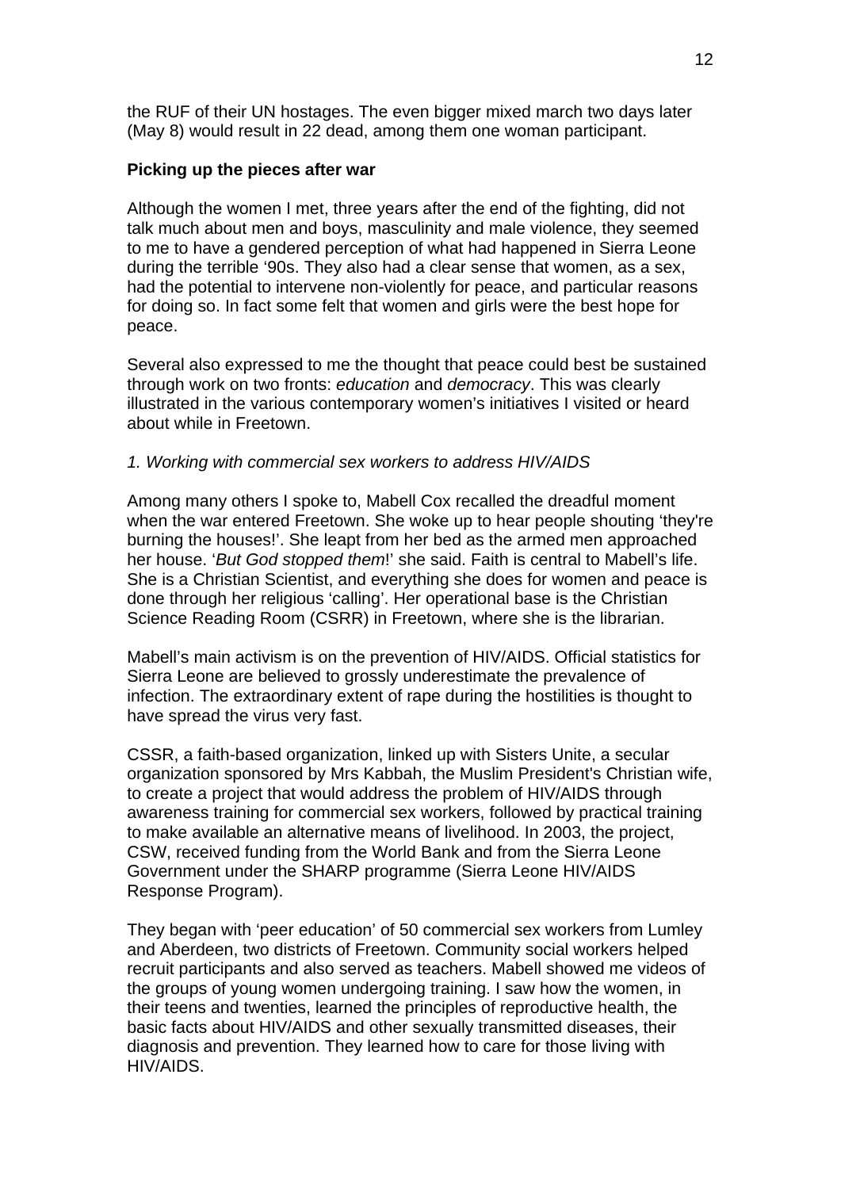the RUF of their UN hostages. The even bigger mixed march two days later (May 8) would result in 22 dead, among them one woman participant.

**Picking up the pieces after war**

Although the women I met, three years after the end of the fighting, did not talk much about men and boys, masculinity and male violence, they seemed to me to have a gendered perception of what had happened in Sierra Leone during the terrible '90s. They also had a clear sense that women, as a sex, had the potential to intervene non-violently for peace, and particular reasons for doing so. In fact some felt that women and girls were the best hope for peace.

Several also expressed to me the thought that peace could best be sustained through work on two fronts: *education* and *democracy*. This was clearly illustrated in the various contemporary women's initiatives I visited or heard about while in Freetown.

*1. Working with commercial sex workers to address HIV/AIDS*

Among many others I spoke to, Mabell Cox recalled the dreadful moment when the war entered Freetown. She woke up to hear people shouting 'they're burning the houses!'. She leapt from her bed as the armed men approached her house. '*But God stopped them*!' she said. Faith is central to Mabell's life. She is a Christian Scientist, and everything she does for women and peace is done through her religious 'calling'. Her operational base is the Christian Science Reading Room (CSRR) in Freetown, where she is the librarian.

Mabell's main activism is on the prevention of HIV/AIDS. Official statistics for Sierra Leone are believed to grossly underestimate the prevalence of infection. The extraordinary extent of rape during the hostilities is thought to have spread the virus very fast.

CSSR, a faith-based organization, linked up with Sisters Unite, a secular organization sponsored by Mrs Kabbah, the Muslim President's Christian wife, to create a project that would address the problem of HIV/AIDS through awareness training for commercial sex workers, followed by practical training to make available an alternative means of livelihood. In 2003, the project, CSW, received funding from the World Bank and from the Sierra Leone Government under the SHARP programme (Sierra Leone HIV/AIDS Response Program).

They began with 'peer education' of 50 commercial sex workers from Lumley and Aberdeen, two districts of Freetown. Community social workers helped recruit participants and also served as teachers. Mabell showed me videos of the groups of young women undergoing training. I saw how the women, in their teens and twenties, learned the principles of reproductive health, the basic facts about HIV/AIDS and other sexually transmitted diseases, their diagnosis and prevention. They learned how to care for those living with HIV/AIDS.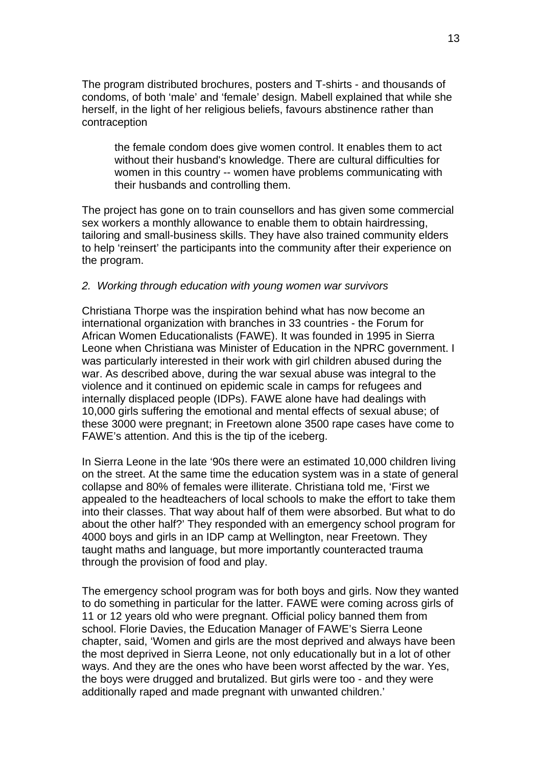The program distributed brochures, posters and T-shirts - and thousands of condoms, of both 'male' and 'female' design. Mabell explained that while she herself, in the light of her religious beliefs, favours abstinence rather than contraception

> the female condom does give women control. It enables them to act without their husband's knowledge. There are cultural difficulties for women in this country -- women have problems communicating with their husbands and controlling them.

The project has gone on to train counsellors and has given some commercial sex workers a monthly allowance to enable them to obtain hairdressing, tailoring and small-business skills. They have also trained community elders to help 'reinsert' the participants into the community after their experience on the program.

*2. Working through education with young women war survivors*

Christiana Thorpe was the inspiration behind what has now become an international organization with branches in 33 countries - the Forum for African Women Educationalists (FAWE). It was founded in 1995 in Sierra Leone when Christiana was Minister of Education in the NPRC government. I was particularly interested in their work with girl children abused during the war. As described above, during the war sexual abuse was integral to the violence and it continued on epidemic scale in camps for refugees and internally displaced people (IDPs). FAWE alone have had dealings with 10,000 girls suffering the emotional and mental effects of sexual abuse; of these 3000 were pregnant; in Freetown alone 3500 rape cases have come to FAWE's attention. And this is the tip of the iceberg.

In Sierra Leone in the late '90s there were an estimated 10,000 children living on the street. At the same time the education system was in a state of general collapse and 80% of females were illiterate. Christiana told me, 'First we appealed to the headteachers of local schools to make the effort to take them into their classes. That way about half of them were absorbed. But what to do about the other half?' They responded with an emergency school program for 4000 boys and girls in an IDP camp at Wellington, near Freetown. They taught maths and language, but more importantly counteracted trauma through the provision of food and play.

The emergency school program was for both boys and girls. Now they wanted to do something in particular for the latter. FAWE were coming across girls of 11 or 12 years old who were pregnant. Official policy banned them from school. Florie Davies, the Education Manager of FAWE's Sierra Leone chapter, said, 'Women and girls are the most deprived and always have been the most deprived in Sierra Leone, not only educationally but in a lot of other ways. And they are the ones who have been worst affected by the war. Yes, the boys were drugged and brutalized. But girls were too - and they were additionally raped and made pregnant with unwanted children.'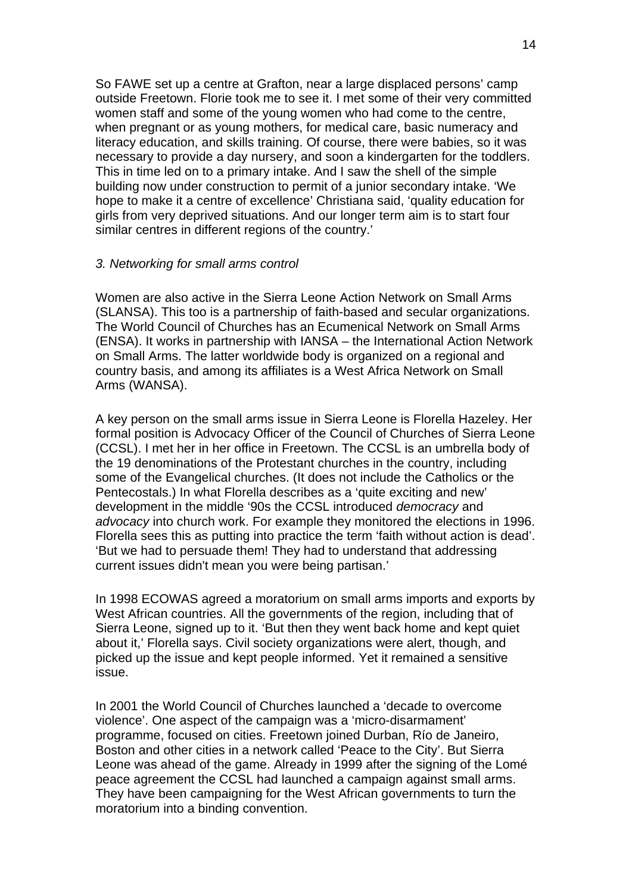So FAWE set up a centre at Grafton, near a large displaced persons' camp outside Freetown. Florie took me to see it. I met some of their very committed women staff and some of the young women who had come to the centre, when pregnant or as young mothers, for medical care, basic numeracy and literacy education, and skills training. Of course, there were babies, so it was necessary to provide a day nursery, and soon a kindergarten for the toddlers. This in time led on to a primary intake. And I saw the shell of the simple building now under construction to permit of a junior secondary intake. 'We hope to make it a centre of excellence' Christiana said, 'quality education for girls from very deprived situations. And our longer term aim is to start four similar centres in different regions of the country.'

### *3. Networking for small arms control*

Women are also active in the Sierra Leone Action Network on Small Arms (SLANSA). This too is a partnership of faith-based and secular organizations. The World Council of Churches has an Ecumenical Network on Small Arms (ENSA). It works in partnership with IANSA – the International Action Network on Small Arms. The latter worldwide body is organized on a regional and country basis, and among its affiliates is a West Africa Network on Small Arms (WANSA).

A key person on the small arms issue in Sierra Leone is Florella Hazeley. Her formal position is Advocacy Officer of the Council of Churches of Sierra Leone (CCSL). I met her in her office in Freetown. The CCSL is an umbrella body of the 19 denominations of the Protestant churches in the country, including some of the Evangelical churches. (It does not include the Catholics or the Pentecostals.) In what Florella describes as a 'quite exciting and new' development in the middle '90s the CCSL introduced *democracy* and *advocacy* into church work. For example they monitored the elections in 1996. Florella sees this as putting into practice the term 'faith without action is dead'. 'But we had to persuade them! They had to understand that addressing current issues didn't mean you were being partisan.'

In 1998 ECOWAS agreed a moratorium on small arms imports and exports by West African countries. All the governments of the region, including that of Sierra Leone, signed up to it. 'But then they went back home and kept quiet about it,' Florella says. Civil society organizations were alert, though, and picked up the issue and kept people informed. Yet it remained a sensitive issue.

In 2001 the World Council of Churches launched a 'decade to overcome violence'. One aspect of the campaign was a 'micro-disarmament' programme, focused on cities. Freetown joined Durban, Río de Janeiro, Boston and other cities in a network called 'Peace to the City'. But Sierra Leone was ahead of the game. Already in 1999 after the signing of the Lomé peace agreement the CCSL had launched a campaign against small arms. They have been campaigning for the West African governments to turn the moratorium into a binding convention.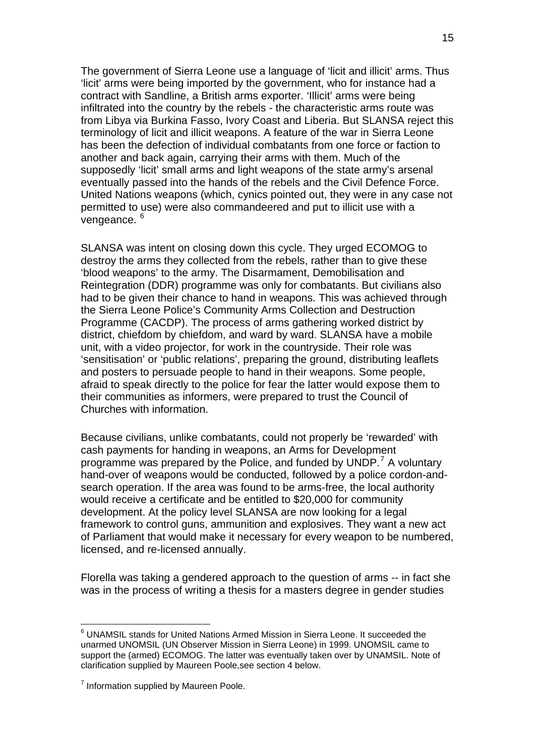The government of Sierra Leone use a language of 'licit and illicit' arms. Thus 'licit' arms were being imported by the government, who for instance had a contract with Sandline, a British arms exporter. 'Illicit' arms were being infiltrated into the country by the rebels - the characteristic arms route was from Libya via Burkina Fasso, Ivory Coast and Liberia. But SLANSA reject this terminology of licit and illicit weapons. A feature of the war in Sierra Leone has been the defection of individual combatants from one force or faction to another and back again, carrying their arms with them. Much of the supposedly 'licit' small arms and light weapons of the state army's arsenal eventually passed into the hands of the rebels and the Civil Defence Force. United Nations weapons (which, cynics pointed out, they were in any case not permitted to use) were also commandeered and put to illicit use with a vengeance. [6]

SLANSA was intent on closing down this cycle. They urged ECOMOG to destroy the arms they collected from the rebels, rather than to give these 'blood weapons' to the army. The Disarmament, Demobilisation and Reintegration (DDR) programme was only for combatants. But civilians also had to be given their chance to hand in weapons. This was achieved through the Sierra Leone Police's Community Arms Collection and Destruction Programme (CACDP). The process of arms gathering worked district by district, chiefdom by chiefdom, and ward by ward. SLANSA have a mobile unit, with a video projector, for work in the countryside. Their role was 'sensitisation' or 'public relations', preparing the ground, distributing leaflets and posters to persuade people to hand in their weapons. Some people, afraid to speak directly to the police for fear the latter would expose them to their communities as informers, were prepared to trust the Council of Churches with information.

Because civilians, unlike combatants, could not properly be 'rewarded' with cash payments for handing in weapons, an Arms for Development programme was prepared by the Police, and funded by UNDP.[7] A voluntary hand-over of weapons would be conducted, followed by a police cordon-and-search operation. If the area was found to be arms-free, the local authority would receive a certificate and be entitled to $20,000 for community development. At the policy level SLANSA are now looking for a legal framework to control guns, ammunition and explosives. They want a new act of Parliament that would make it necessary for every weapon to be numbered, licensed, and re-licensed annually.

Florella was taking a gendered approach to the question of arms -- in fact she was in the process of writing a thesis for a masters degree in gender studies

---

[6] UNAMSIL stands for United Nations Armed Mission in Sierra Leone. It succeeded the unarmed UNOMSIL (UN Observer Mission in Sierra Leone) in 1999. UNOMSIL came to support the (armed) ECOMOG. The latter was eventually taken over by UNAMSIL. Note of clarification supplied by Maureen Poole,see section 4 below.

[7] Information supplied by Maureen Poole.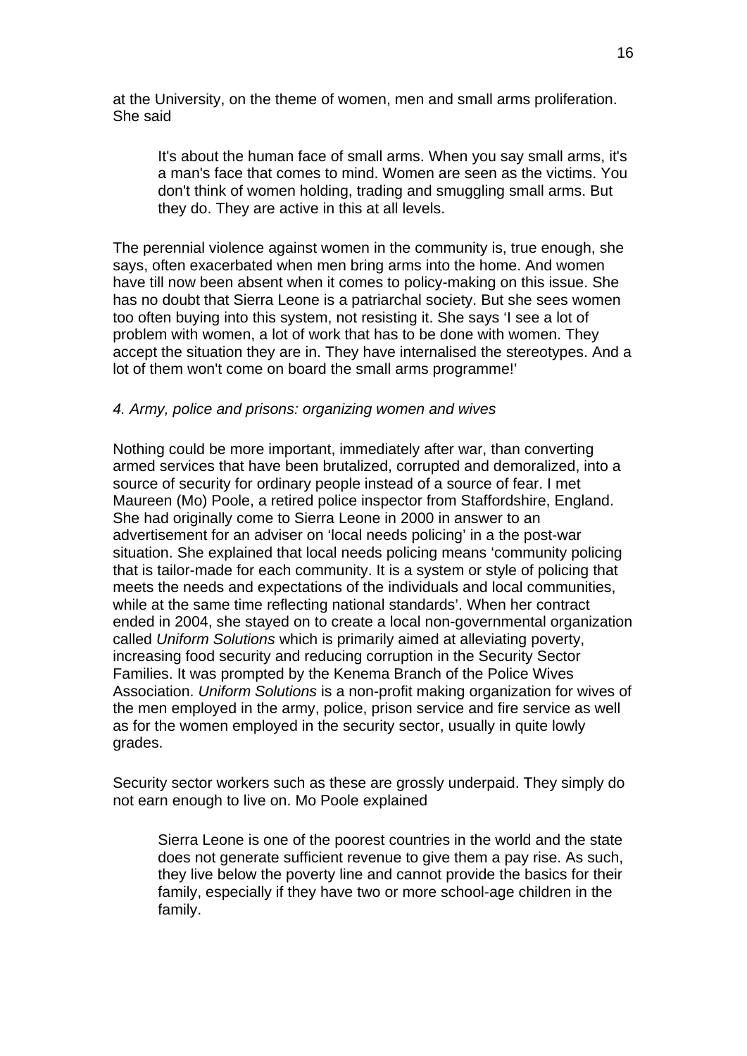at the University, on the theme of women, men and small arms proliferation. She said

> It's about the human face of small arms. When you say small arms, it's a man's face that comes to mind. Women are seen as the victims. You don't think of women holding, trading and smuggling small arms. But they do. They are active in this at all levels.

The perennial violence against women in the community is, true enough, she says, often exacerbated when men bring arms into the home. And women have till now been absent when it comes to policy-making on this issue. She has no doubt that Sierra Leone is a patriarchal society. But she sees women too often buying into this system, not resisting it. She says 'I see a lot of problem with women, a lot of work that has to be done with women. They accept the situation they are in. They have internalised the stereotypes. And a lot of them won't come on board the small arms programme!'

*4. Army, police and prisons: organizing women and wives*

Nothing could be more important, immediately after war, than converting armed services that have been brutalized, corrupted and demoralized, into a source of security for ordinary people instead of a source of fear. I met Maureen (Mo) Poole, a retired police inspector from Staffordshire, England. She had originally come to Sierra Leone in 2000 in answer to an advertisement for an adviser on 'local needs policing' in a the post-war situation. She explained that local needs policing means 'community policing that is tailor-made for each community. It is a system or style of policing that meets the needs and expectations of the individuals and local communities, while at the same time reflecting national standards'. When her contract ended in 2004, she stayed on to create a local non-governmental organization called *Uniform Solutions* which is primarily aimed at alleviating poverty, increasing food security and reducing corruption in the Security Sector Families. It was prompted by the Kenema Branch of the Police Wives Association. *Uniform Solutions* is a non-profit making organization for wives of the men employed in the army, police, prison service and fire service as well as for the women employed in the security sector, usually in quite lowly grades.

Security sector workers such as these are grossly underpaid. They simply do not earn enough to live on. Mo Poole explained

> Sierra Leone is one of the poorest countries in the world and the state does not generate sufficient revenue to give them a pay rise. As such, they live below the poverty line and cannot provide the basics for their family, especially if they have two or more school-age children in the family.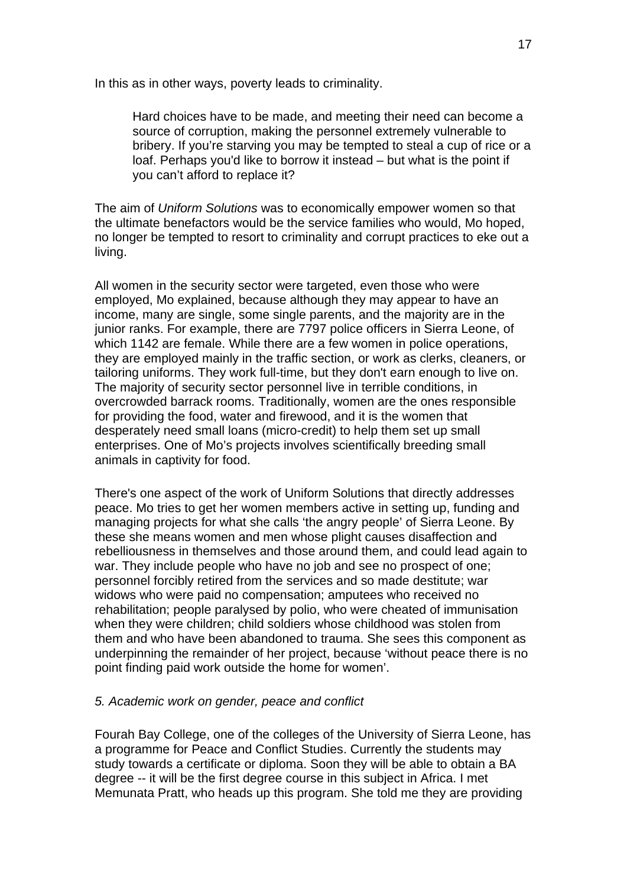In this as in other ways, poverty leads to criminality.

> Hard choices have to be made, and meeting their need can become a source of corruption, making the personnel extremely vulnerable to bribery. If you're starving you may be tempted to steal a cup of rice or a loaf. Perhaps you'd like to borrow it instead – but what is the point if you can't afford to replace it?

The aim of *Uniform Solutions* was to economically empower women so that the ultimate benefactors would be the service families who would, Mo hoped, no longer be tempted to resort to criminality and corrupt practices to eke out a living.

All women in the security sector were targeted, even those who were employed, Mo explained, because although they may appear to have an income, many are single, some single parents, and the majority are in the junior ranks. For example, there are 7797 police officers in Sierra Leone, of which 1142 are female. While there are a few women in police operations, they are employed mainly in the traffic section, or work as clerks, cleaners, or tailoring uniforms. They work full-time, but they don't earn enough to live on. The majority of security sector personnel live in terrible conditions, in overcrowded barrack rooms. Traditionally, women are the ones responsible for providing the food, water and firewood, and it is the women that desperately need small loans (micro-credit) to help them set up small enterprises. One of Mo's projects involves scientifically breeding small animals in captivity for food.

There's one aspect of the work of Uniform Solutions that directly addresses peace. Mo tries to get her women members active in setting up, funding and managing projects for what she calls 'the angry people' of Sierra Leone. By these she means women and men whose plight causes disaffection and rebelliousness in themselves and those around them, and could lead again to war. They include people who have no job and see no prospect of one; personnel forcibly retired from the services and so made destitute; war widows who were paid no compensation; amputees who received no rehabilitation; people paralysed by polio, who were cheated of immunisation when they were children; child soldiers whose childhood was stolen from them and who have been abandoned to trauma. She sees this component as underpinning the remainder of her project, because 'without peace there is no point finding paid work outside the home for women'.

*5. Academic work on gender, peace and conflict*

Fourah Bay College, one of the colleges of the University of Sierra Leone, has a programme for Peace and Conflict Studies. Currently the students may study towards a certificate or diploma. Soon they will be able to obtain a BA degree -- it will be the first degree course in this subject in Africa. I met Memunata Pratt, who heads up this program. She told me they are providing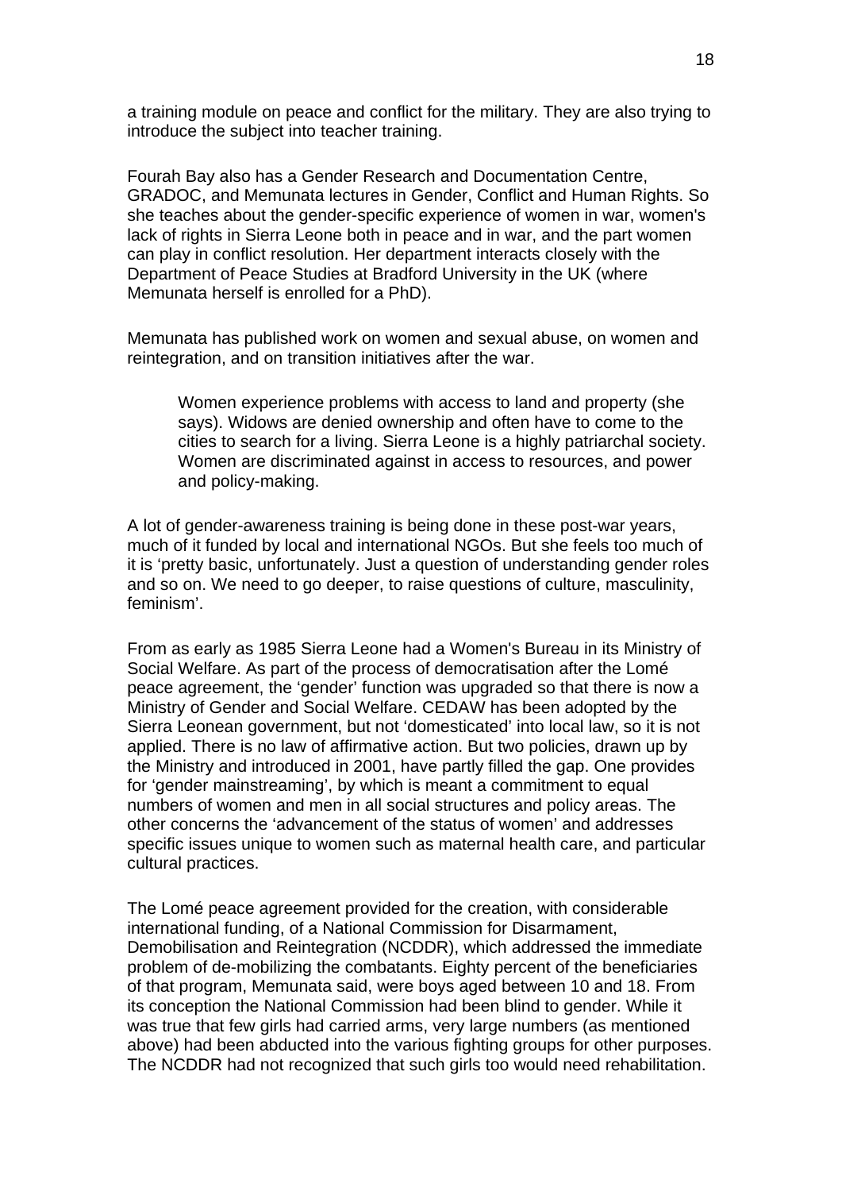a training module on peace and conflict for the military. They are also trying to introduce the subject into teacher training.

Fourah Bay also has a Gender Research and Documentation Centre, GRADOC, and Memunata lectures in Gender, Conflict and Human Rights. So she teaches about the gender-specific experience of women in war, women's lack of rights in Sierra Leone both in peace and in war, and the part women can play in conflict resolution. Her department interacts closely with the Department of Peace Studies at Bradford University in the UK (where Memunata herself is enrolled for a PhD).

Memunata has published work on women and sexual abuse, on women and reintegration, and on transition initiatives after the war.

> Women experience problems with access to land and property (she says). Widows are denied ownership and often have to come to the cities to search for a living. Sierra Leone is a highly patriarchal society. Women are discriminated against in access to resources, and power and policy-making.

A lot of gender-awareness training is being done in these post-war years, much of it funded by local and international NGOs. But she feels too much of it is 'pretty basic, unfortunately. Just a question of understanding gender roles and so on. We need to go deeper, to raise questions of culture, masculinity, feminism'.

From as early as 1985 Sierra Leone had a Women's Bureau in its Ministry of Social Welfare. As part of the process of democratisation after the Lomé peace agreement, the 'gender' function was upgraded so that there is now a Ministry of Gender and Social Welfare. CEDAW has been adopted by the Sierra Leonean government, but not 'domesticated' into local law, so it is not applied. There is no law of affirmative action. But two policies, drawn up by the Ministry and introduced in 2001, have partly filled the gap. One provides for 'gender mainstreaming', by which is meant a commitment to equal numbers of women and men in all social structures and policy areas. The other concerns the 'advancement of the status of women' and addresses specific issues unique to women such as maternal health care, and particular cultural practices.

The Lomé peace agreement provided for the creation, with considerable international funding, of a National Commission for Disarmament, Demobilisation and Reintegration (NCDDR), which addressed the immediate problem of de-mobilizing the combatants. Eighty percent of the beneficiaries of that program, Memunata said, were boys aged between 10 and 18. From its conception the National Commission had been blind to gender. While it was true that few girls had carried arms, very large numbers (as mentioned above) had been abducted into the various fighting groups for other purposes. The NCDDR had not recognized that such girls too would need rehabilitation.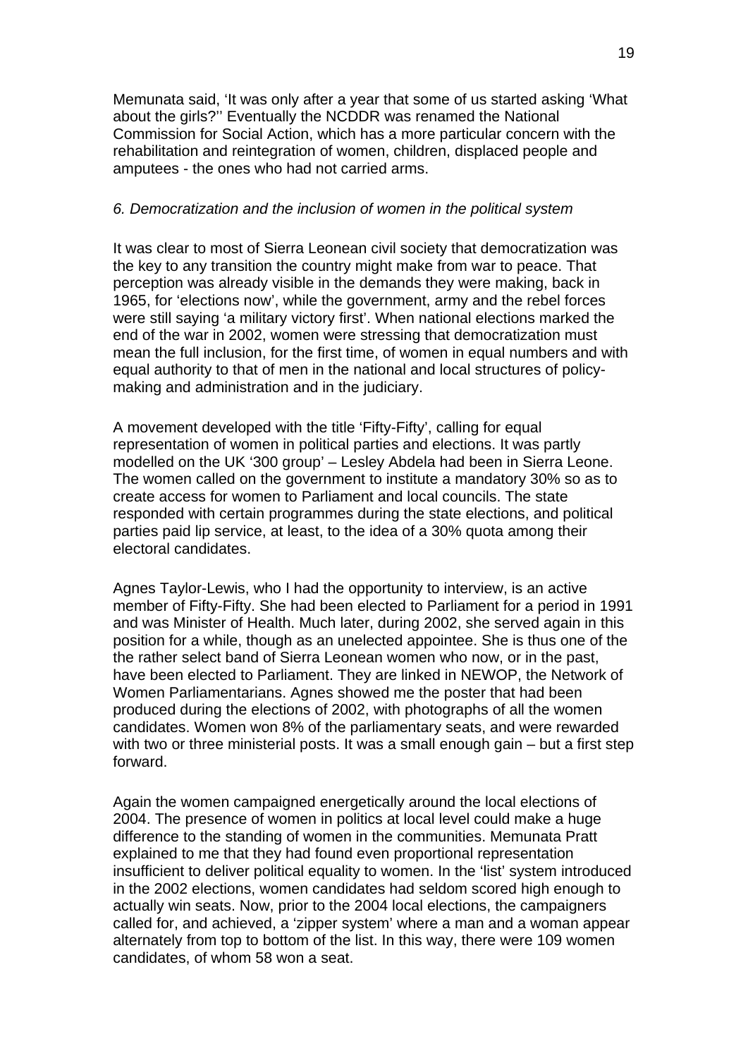Memunata said, 'It was only after a year that some of us started asking 'What about the girls?'' Eventually the NCDDR was renamed the National Commission for Social Action, which has a more particular concern with the rehabilitation and reintegration of women, children, displaced people and amputees - the ones who had not carried arms.

*6. Democratization and the inclusion of women in the political system*

It was clear to most of Sierra Leonean civil society that democratization was the key to any transition the country might make from war to peace. That perception was already visible in the demands they were making, back in 1965, for 'elections now', while the government, army and the rebel forces were still saying 'a military victory first'. When national elections marked the end of the war in 2002, women were stressing that democratization must mean the full inclusion, for the first time, of women in equal numbers and with equal authority to that of men in the national and local structures of policy-making and administration and in the judiciary.

A movement developed with the title 'Fifty-Fifty', calling for equal representation of women in political parties and elections. It was partly modelled on the UK '300 group' – Lesley Abdela had been in Sierra Leone. The women called on the government to institute a mandatory 30% so as to create access for women to Parliament and local councils. The state responded with certain programmes during the state elections, and political parties paid lip service, at least, to the idea of a 30% quota among their electoral candidates.

Agnes Taylor-Lewis, who I had the opportunity to interview, is an active member of Fifty-Fifty. She had been elected to Parliament for a period in 1991 and was Minister of Health. Much later, during 2002, she served again in this position for a while, though as an unelected appointee. She is thus one of the the rather select band of Sierra Leonean women who now, or in the past, have been elected to Parliament. They are linked in NEWOP, the Network of Women Parliamentarians. Agnes showed me the poster that had been produced during the elections of 2002, with photographs of all the women candidates. Women won 8% of the parliamentary seats, and were rewarded with two or three ministerial posts. It was a small enough gain – but a first step forward.

Again the women campaigned energetically around the local elections of 2004. The presence of women in politics at local level could make a huge difference to the standing of women in the communities. Memunata Pratt explained to me that they had found even proportional representation insufficient to deliver political equality to women. In the 'list' system introduced in the 2002 elections, women candidates had seldom scored high enough to actually win seats. Now, prior to the 2004 local elections, the campaigners called for, and achieved, a 'zipper system' where a man and a woman appear alternately from top to bottom of the list. In this way, there were 109 women candidates, of whom 58 won a seat.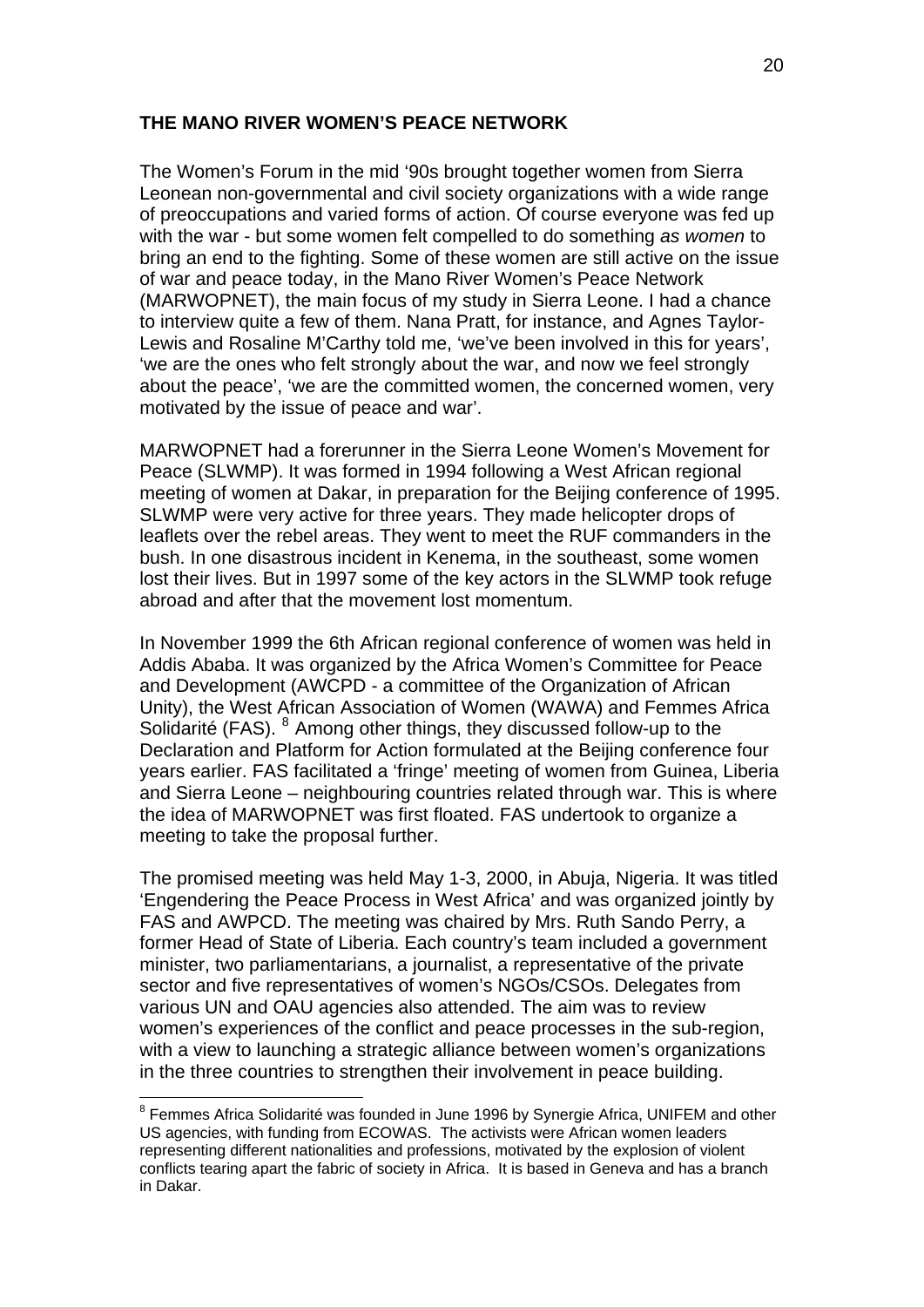**THE MANO RIVER WOMEN'S PEACE NETWORK**

The Women's Forum in the mid '90s brought together women from Sierra Leonean non-governmental and civil society organizations with a wide range of preoccupations and varied forms of action. Of course everyone was fed up with the war - but some women felt compelled to do something *as women* to bring an end to the fighting. Some of these women are still active on the issue of war and peace today, in the Mano River Women's Peace Network (MARWOPNET), the main focus of my study in Sierra Leone. I had a chance to interview quite a few of them. Nana Pratt, for instance, and Agnes Taylor-Lewis and Rosaline M'Carthy told me, 'we've been involved in this for years', 'we are the ones who felt strongly about the war, and now we feel strongly about the peace', 'we are the committed women, the concerned women, very motivated by the issue of peace and war'.

MARWOPNET had a forerunner in the Sierra Leone Women's Movement for Peace (SLWMP). It was formed in 1994 following a West African regional meeting of women at Dakar, in preparation for the Beijing conference of 1995. SLWMP were very active for three years. They made helicopter drops of leaflets over the rebel areas. They went to meet the RUF commanders in the bush. In one disastrous incident in Kenema, in the southeast, some women lost their lives. But in 1997 some of the key actors in the SLWMP took refuge abroad and after that the movement lost momentum.

In November 1999 the 6th African regional conference of women was held in Addis Ababa. It was organized by the Africa Women's Committee for Peace and Development (AWCPD - a committee of the Organization of African Unity), the West African Association of Women (WAWA) and Femmes Africa Solidarité (FAS). [8] Among other things, they discussed follow-up to the Declaration and Platform for Action formulated at the Beijing conference four years earlier. FAS facilitated a 'fringe' meeting of women from Guinea, Liberia and Sierra Leone – neighbouring countries related through war. This is where the idea of MARWOPNET was first floated. FAS undertook to organize a meeting to take the proposal further.

The promised meeting was held May 1-3, 2000, in Abuja, Nigeria. It was titled 'Engendering the Peace Process in West Africa' and was organized jointly by FAS and AWPCD. The meeting was chaired by Mrs. Ruth Sando Perry, a former Head of State of Liberia. Each country's team included a government minister, two parliamentarians, a journalist, a representative of the private sector and five representatives of women's NGOs/CSOs. Delegates from various UN and OAU agencies also attended. The aim was to review women's experiences of the conflict and peace processes in the sub-region, with a view to launching a strategic alliance between women's organizations in the three countries to strengthen their involvement in peace building.

[8] Femmes Africa Solidarité was founded in June 1996 by Synergie Africa, UNIFEM and other US agencies, with funding from ECOWAS. The activists were African women leaders representing different nationalities and professions, motivated by the explosion of violent conflicts tearing apart the fabric of society in Africa. It is based in Geneva and has a branch in Dakar.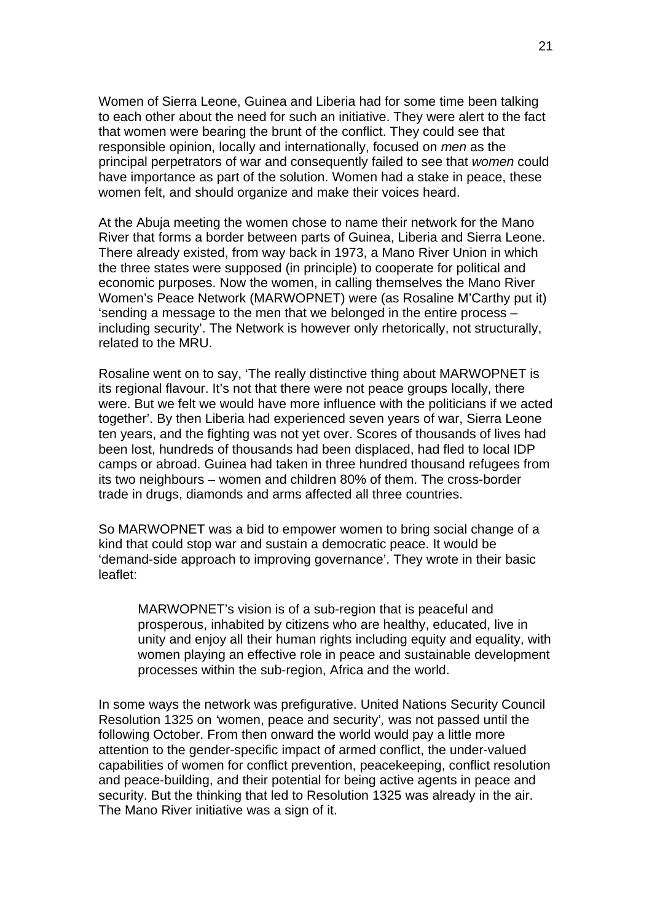Women of Sierra Leone, Guinea and Liberia had for some time been talking to each other about the need for such an initiative. They were alert to the fact that women were bearing the brunt of the conflict. They could see that responsible opinion, locally and internationally, focused on *men* as the principal perpetrators of war and consequently failed to see that *women* could have importance as part of the solution. Women had a stake in peace, these women felt, and should organize and make their voices heard.

At the Abuja meeting the women chose to name their network for the Mano River that forms a border between parts of Guinea, Liberia and Sierra Leone. There already existed, from way back in 1973, a Mano River Union in which the three states were supposed (in principle) to cooperate for political and economic purposes. Now the women, in calling themselves the Mano River Women's Peace Network (MARWOPNET) were (as Rosaline M'Carthy put it) 'sending a message to the men that we belonged in the entire process – including security'. The Network is however only rhetorically, not structurally, related to the MRU.

Rosaline went on to say, 'The really distinctive thing about MARWOPNET is its regional flavour. It's not that there were not peace groups locally, there were. But we felt we would have more influence with the politicians if we acted together'. By then Liberia had experienced seven years of war, Sierra Leone ten years, and the fighting was not yet over. Scores of thousands of lives had been lost, hundreds of thousands had been displaced, had fled to local IDP camps or abroad. Guinea had taken in three hundred thousand refugees from its two neighbours – women and children 80% of them. The cross-border trade in drugs, diamonds and arms affected all three countries.

So MARWOPNET was a bid to empower women to bring social change of a kind that could stop war and sustain a democratic peace. It would be 'demand-side approach to improving governance'. They wrote in their basic leaflet:

> MARWOPNET's vision is of a sub-region that is peaceful and prosperous, inhabited by citizens who are healthy, educated, live in unity and enjoy all their human rights including equity and equality, with women playing an effective role in peace and sustainable development processes within the sub-region, Africa and the world.

In some ways the network was prefigurative. United Nations Security Council Resolution 1325 on 'women, peace and security', was not passed until the following October. From then onward the world would pay a little more attention to the gender-specific impact of armed conflict, the under-valued capabilities of women for conflict prevention, peacekeeping, conflict resolution and peace-building, and their potential for being active agents in peace and security. But the thinking that led to Resolution 1325 was already in the air. The Mano River initiative was a sign of it.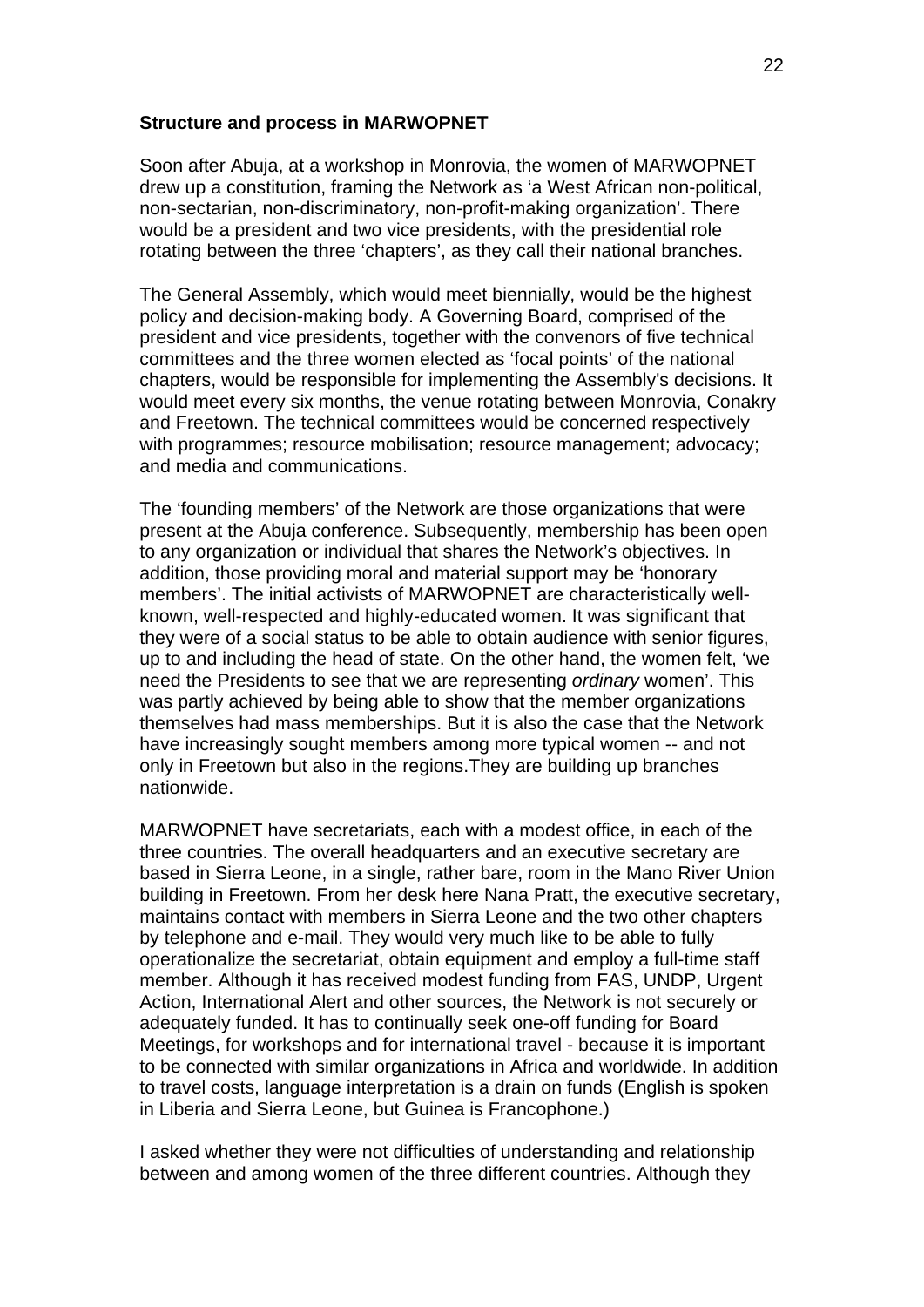**Structure and process in MARWOPNET**

Soon after Abuja, at a workshop in Monrovia, the women of MARWOPNET drew up a constitution, framing the Network as 'a West African non-political, non-sectarian, non-discriminatory, non-profit-making organization'. There would be a president and two vice presidents, with the presidential role rotating between the three 'chapters', as they call their national branches.

The General Assembly, which would meet biennially, would be the highest policy and decision-making body. A Governing Board, comprised of the president and vice presidents, together with the convenors of five technical committees and the three women elected as 'focal points' of the national chapters, would be responsible for implementing the Assembly's decisions. It would meet every six months, the venue rotating between Monrovia, Conakry and Freetown. The technical committees would be concerned respectively with programmes; resource mobilisation; resource management; advocacy; and media and communications.

The 'founding members' of the Network are those organizations that were present at the Abuja conference. Subsequently, membership has been open to any organization or individual that shares the Network's objectives. In addition, those providing moral and material support may be 'honorary members'. The initial activists of MARWOPNET are characteristically well-known, well-respected and highly-educated women. It was significant that they were of a social status to be able to obtain audience with senior figures, up to and including the head of state. On the other hand, the women felt, 'we need the Presidents to see that we are representing *ordinary* women'. This was partly achieved by being able to show that the member organizations themselves had mass memberships. But it is also the case that the Network have increasingly sought members among more typical women -- and not only in Freetown but also in the regions.They are building up branches nationwide.

MARWOPNET have secretariats, each with a modest office, in each of the three countries. The overall headquarters and an executive secretary are based in Sierra Leone, in a single, rather bare, room in the Mano River Union building in Freetown. From her desk here Nana Pratt, the executive secretary, maintains contact with members in Sierra Leone and the two other chapters by telephone and e-mail. They would very much like to be able to fully operationalize the secretariat, obtain equipment and employ a full-time staff member. Although it has received modest funding from FAS, UNDP, Urgent Action, International Alert and other sources, the Network is not securely or adequately funded. It has to continually seek one-off funding for Board Meetings, for workshops and for international travel - because it is important to be connected with similar organizations in Africa and worldwide. In addition to travel costs, language interpretation is a drain on funds (English is spoken in Liberia and Sierra Leone, but Guinea is Francophone.)

I asked whether they were not difficulties of understanding and relationship between and among women of the three different countries. Although they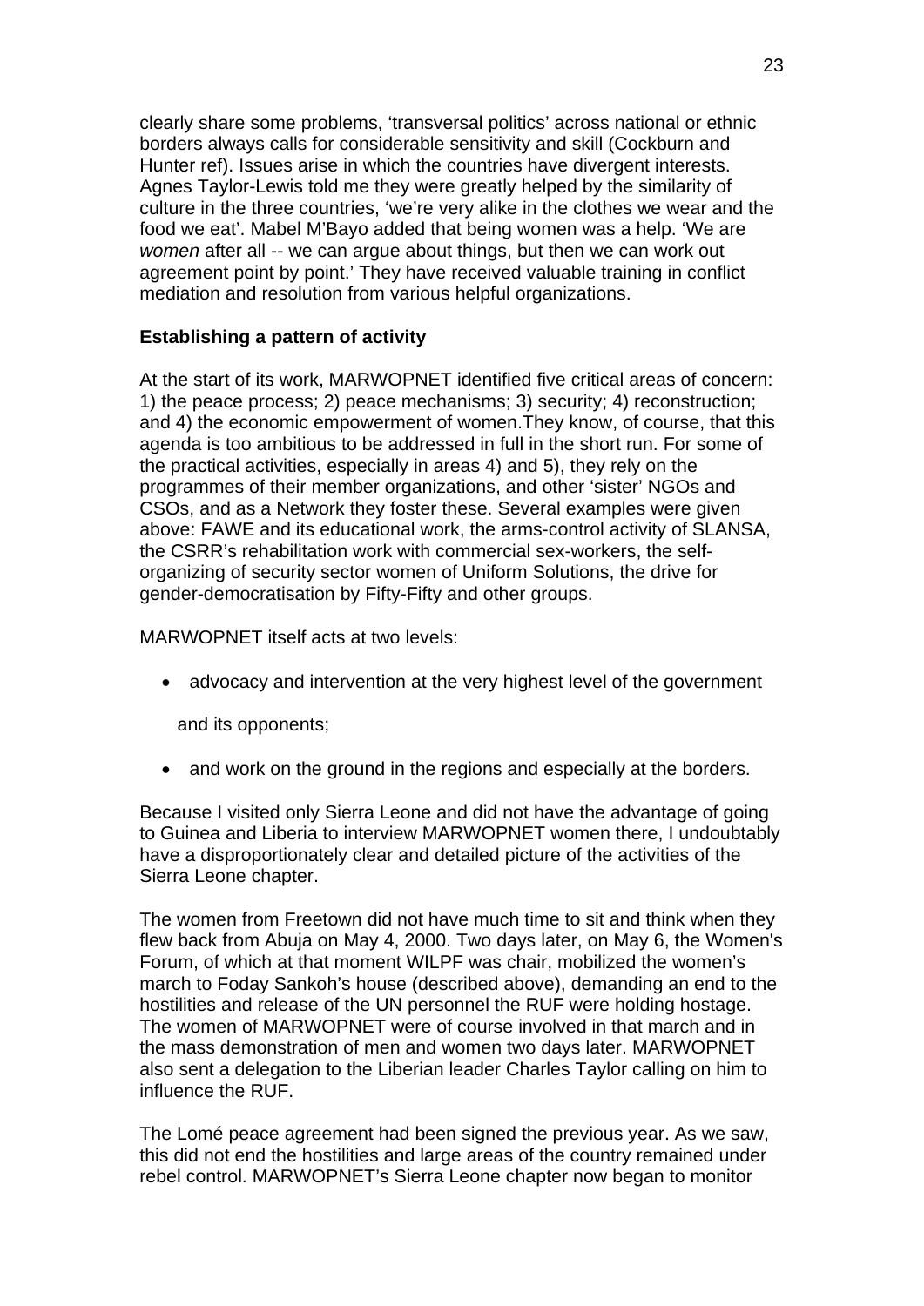clearly share some problems, 'transversal politics' across national or ethnic borders always calls for considerable sensitivity and skill (Cockburn and Hunter ref). Issues arise in which the countries have divergent interests. Agnes Taylor-Lewis told me they were greatly helped by the similarity of culture in the three countries, 'we're very alike in the clothes we wear and the food we eat'. Mabel M'Bayo added that being women was a help. 'We are *women* after all -- we can argue about things, but then we can work out agreement point by point.' They have received valuable training in conflict mediation and resolution from various helpful organizations.

**Establishing a pattern of activity**

At the start of its work, MARWOPNET identified five critical areas of concern: 1) the peace process; 2) peace mechanisms; 3) security; 4) reconstruction; and 4) the economic empowerment of women.They know, of course, that this agenda is too ambitious to be addressed in full in the short run. For some of the practical activities, especially in areas 4) and 5), they rely on the programmes of their member organizations, and other 'sister' NGOs and CSOs, and as a Network they foster these. Several examples were given above: FAWE and its educational work, the arms-control activity of SLANSA, the CSRR's rehabilitation work with commercial sex-workers, the self-organizing of security sector women of Uniform Solutions, the drive for gender-democratisation by Fifty-Fifty and other groups.

MARWOPNET itself acts at two levels:

- advocacy and intervention at the very highest level of the government and its opponents;
- and work on the ground in the regions and especially at the borders.

Because I visited only Sierra Leone and did not have the advantage of going to Guinea and Liberia to interview MARWOPNET women there, I undoubtably have a disproportionately clear and detailed picture of the activities of the Sierra Leone chapter.

The women from Freetown did not have much time to sit and think when they flew back from Abuja on May 4, 2000. Two days later, on May 6, the Women's Forum, of which at that moment WILPF was chair, mobilized the women's march to Foday Sankoh's house (described above), demanding an end to the hostilities and release of the UN personnel the RUF were holding hostage. The women of MARWOPNET were of course involved in that march and in the mass demonstration of men and women two days later. MARWOPNET also sent a delegation to the Liberian leader Charles Taylor calling on him to influence the RUF.

The Lomé peace agreement had been signed the previous year. As we saw, this did not end the hostilities and large areas of the country remained under rebel control. MARWOPNET's Sierra Leone chapter now began to monitor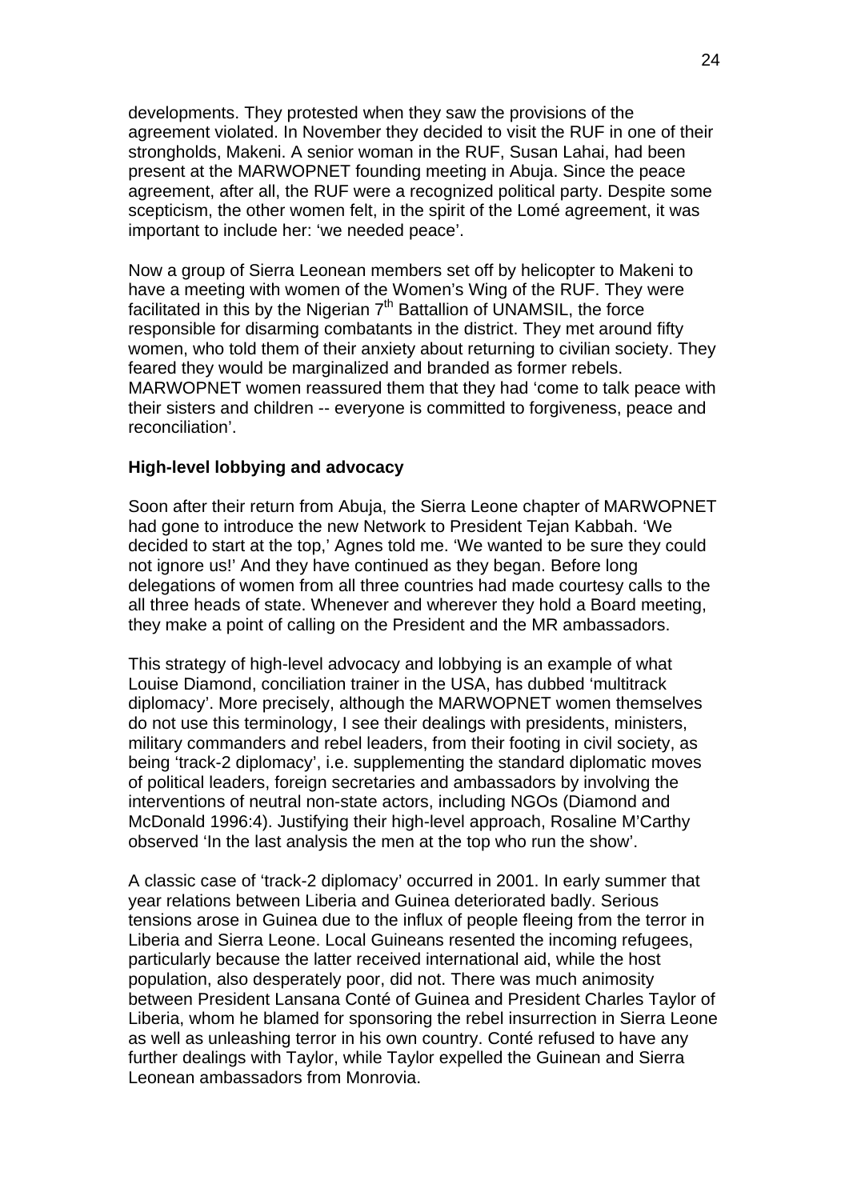developments. They protested when they saw the provisions of the agreement violated. In November they decided to visit the RUF in one of their strongholds, Makeni. A senior woman in the RUF, Susan Lahai, had been present at the MARWOPNET founding meeting in Abuja. Since the peace agreement, after all, the RUF were a recognized political party. Despite some scepticism, the other women felt, in the spirit of the Lomé agreement, it was important to include her: 'we needed peace'.

Now a group of Sierra Leonean members set off by helicopter to Makeni to have a meeting with women of the Women's Wing of the RUF. They were facilitated in this by the Nigerian 7th Battallion of UNAMSIL, the force responsible for disarming combatants in the district. They met around fifty women, who told them of their anxiety about returning to civilian society. They feared they would be marginalized and branded as former rebels. MARWOPNET women reassured them that they had 'come to talk peace with their sisters and children -- everyone is committed to forgiveness, peace and reconciliation'.

**High-level lobbying and advocacy**

Soon after their return from Abuja, the Sierra Leone chapter of MARWOPNET had gone to introduce the new Network to President Tejan Kabbah. 'We decided to start at the top,' Agnes told me. 'We wanted to be sure they could not ignore us!' And they have continued as they began. Before long delegations of women from all three countries had made courtesy calls to the all three heads of state. Whenever and wherever they hold a Board meeting, they make a point of calling on the President and the MR ambassadors.

This strategy of high-level advocacy and lobbying is an example of what Louise Diamond, conciliation trainer in the USA, has dubbed 'multitrack diplomacy'. More precisely, although the MARWOPNET women themselves do not use this terminology, I see their dealings with presidents, ministers, military commanders and rebel leaders, from their footing in civil society, as being 'track-2 diplomacy', i.e. supplementing the standard diplomatic moves of political leaders, foreign secretaries and ambassadors by involving the interventions of neutral non-state actors, including NGOs (Diamond and McDonald 1996:4). Justifying their high-level approach, Rosaline M'Carthy observed 'In the last analysis the men at the top who run the show'.

A classic case of 'track-2 diplomacy' occurred in 2001. In early summer that year relations between Liberia and Guinea deteriorated badly. Serious tensions arose in Guinea due to the influx of people fleeing from the terror in Liberia and Sierra Leone. Local Guineans resented the incoming refugees, particularly because the latter received international aid, while the host population, also desperately poor, did not. There was much animosity between President Lansana Conté of Guinea and President Charles Taylor of Liberia, whom he blamed for sponsoring the rebel insurrection in Sierra Leone as well as unleashing terror in his own country. Conté refused to have any further dealings with Taylor, while Taylor expelled the Guinean and Sierra Leonean ambassadors from Monrovia.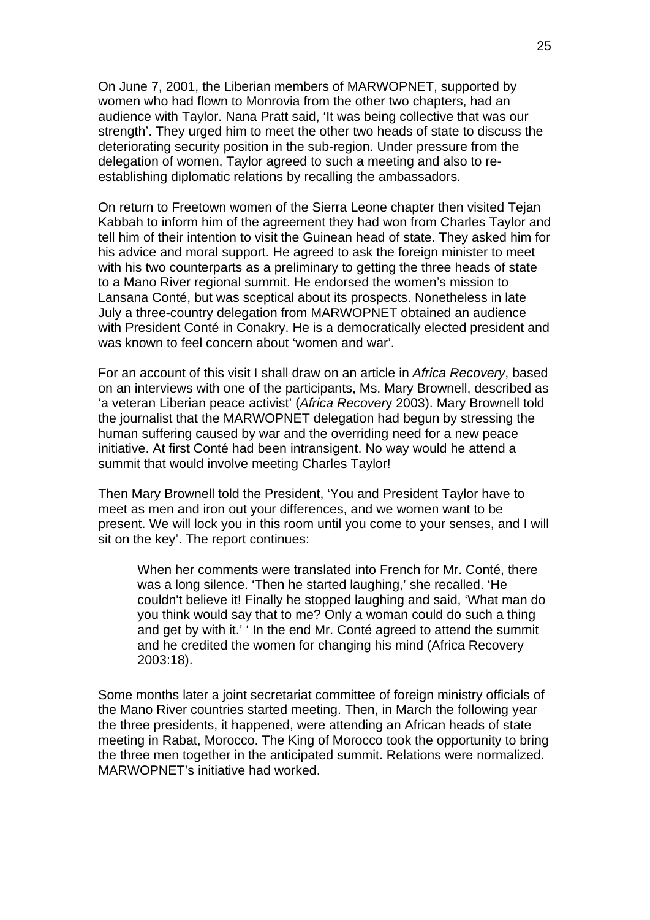On June 7, 2001, the Liberian members of MARWOPNET, supported by women who had flown to Monrovia from the other two chapters, had an audience with Taylor. Nana Pratt said, 'It was being collective that was our strength'. They urged him to meet the other two heads of state to discuss the deteriorating security position in the sub-region. Under pressure from the delegation of women, Taylor agreed to such a meeting and also to re-establishing diplomatic relations by recalling the ambassadors.

On return to Freetown women of the Sierra Leone chapter then visited Tejan Kabbah to inform him of the agreement they had won from Charles Taylor and tell him of their intention to visit the Guinean head of state. They asked him for his advice and moral support. He agreed to ask the foreign minister to meet with his two counterparts as a preliminary to getting the three heads of state to a Mano River regional summit. He endorsed the women's mission to Lansana Conté, but was sceptical about its prospects. Nonetheless in late July a three-country delegation from MARWOPNET obtained an audience with President Conté in Conakry. He is a democratically elected president and was known to feel concern about 'women and war'.

For an account of this visit I shall draw on an article in *Africa Recovery*, based on an interviews with one of the participants, Ms. Mary Brownell, described as 'a veteran Liberian peace activist' (*Africa Recovery* 2003). Mary Brownell told the journalist that the MARWOPNET delegation had begun by stressing the human suffering caused by war and the overriding need for a new peace initiative. At first Conté had been intransigent. No way would he attend a summit that would involve meeting Charles Taylor!

Then Mary Brownell told the President, 'You and President Taylor have to meet as men and iron out your differences, and we women want to be present. We will lock you in this room until you come to your senses, and I will sit on the key'. The report continues:

> When her comments were translated into French for Mr. Conté, there was a long silence. 'Then he started laughing,' she recalled. 'He couldn't believe it! Finally he stopped laughing and said, 'What man do you think would say that to me? Only a woman could do such a thing and get by with it.' ' In the end Mr. Conté agreed to attend the summit and he credited the women for changing his mind (Africa Recovery 2003:18).

Some months later a joint secretariat committee of foreign ministry officials of the Mano River countries started meeting. Then, in March the following year the three presidents, it happened, were attending an African heads of state meeting in Rabat, Morocco. The King of Morocco took the opportunity to bring the three men together in the anticipated summit. Relations were normalized. MARWOPNET's initiative had worked.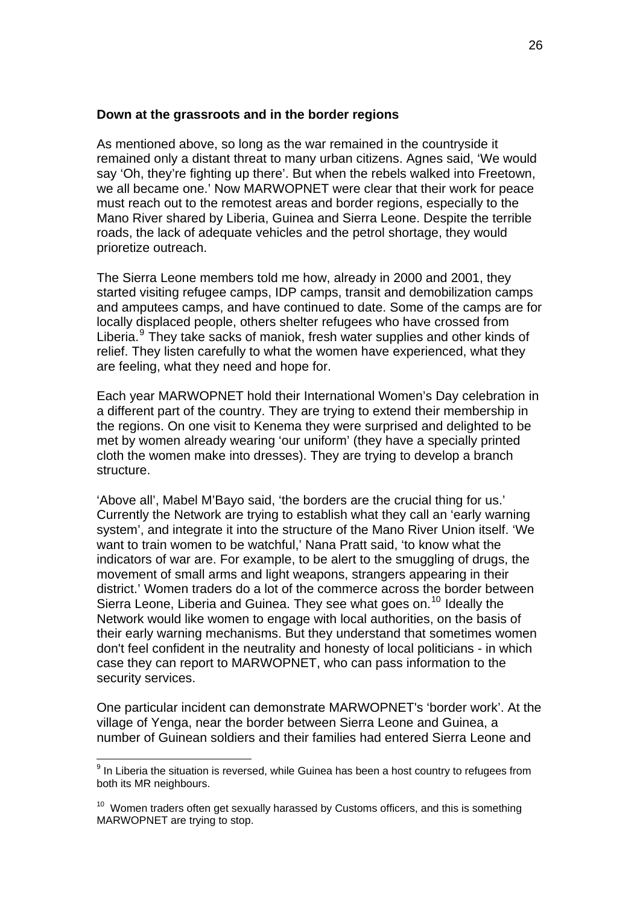**Down at the grassroots and in the border regions**

As mentioned above, so long as the war remained in the countryside it remained only a distant threat to many urban citizens. Agnes said, 'We would say 'Oh, they're fighting up there'. But when the rebels walked into Freetown, we all became one.' Now MARWOPNET were clear that their work for peace must reach out to the remotest areas and border regions, especially to the Mano River shared by Liberia, Guinea and Sierra Leone. Despite the terrible roads, the lack of adequate vehicles and the petrol shortage, they would prioretize outreach.

The Sierra Leone members told me how, already in 2000 and 2001, they started visiting refugee camps, IDP camps, transit and demobilization camps and amputees camps, and have continued to date. Some of the camps are for locally displaced people, others shelter refugees who have crossed from Liberia.[9] They take sacks of maniok, fresh water supplies and other kinds of relief. They listen carefully to what the women have experienced, what they are feeling, what they need and hope for.

Each year MARWOPNET hold their International Women's Day celebration in a different part of the country. They are trying to extend their membership in the regions. On one visit to Kenema they were surprised and delighted to be met by women already wearing 'our uniform' (they have a specially printed cloth the women make into dresses). They are trying to develop a branch structure.

'Above all', Mabel M'Bayo said, 'the borders are the crucial thing for us.' Currently the Network are trying to establish what they call an 'early warning system', and integrate it into the structure of the Mano River Union itself. 'We want to train women to be watchful,' Nana Pratt said, 'to know what the indicators of war are. For example, to be alert to the smuggling of drugs, the movement of small arms and light weapons, strangers appearing in their district.' Women traders do a lot of the commerce across the border between Sierra Leone, Liberia and Guinea. They see what goes on.[10] Ideally the Network would like women to engage with local authorities, on the basis of their early warning mechanisms. But they understand that sometimes women don't feel confident in the neutrality and honesty of local politicians - in which case they can report to MARWOPNET, who can pass information to the security services.

One particular incident can demonstrate MARWOPNET's 'border work'. At the village of Yenga, near the border between Sierra Leone and Guinea, a number of Guinean soldiers and their families had entered Sierra Leone and

---

[9] In Liberia the situation is reversed, while Guinea has been a host country to refugees from both its MR neighbours.

[10] Women traders often get sexually harassed by Customs officers, and this is something MARWOPNET are trying to stop.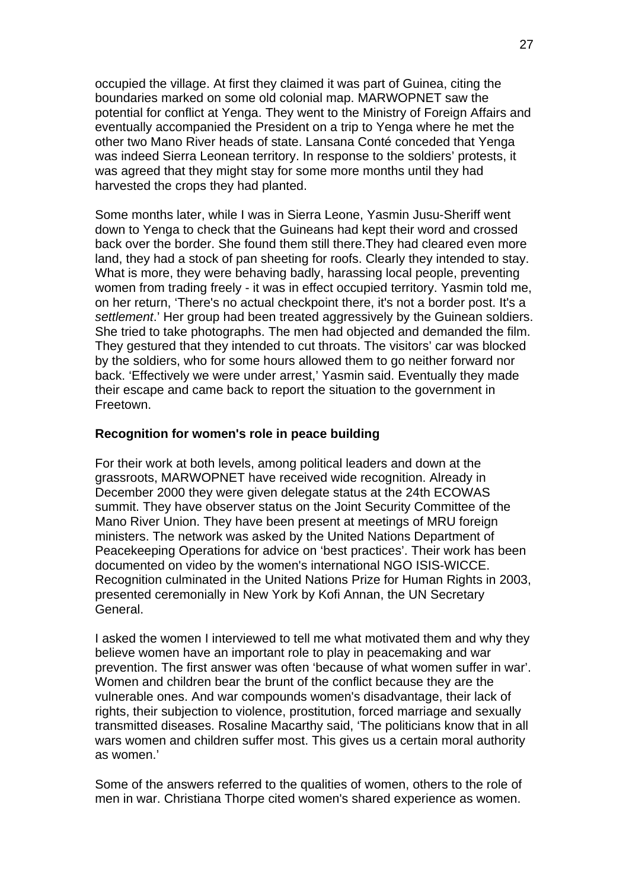occupied the village. At first they claimed it was part of Guinea, citing the boundaries marked on some old colonial map. MARWOPNET saw the potential for conflict at Yenga. They went to the Ministry of Foreign Affairs and eventually accompanied the President on a trip to Yenga where he met the other two Mano River heads of state. Lansana Conté conceded that Yenga was indeed Sierra Leonean territory. In response to the soldiers' protests, it was agreed that they might stay for some more months until they had harvested the crops they had planted.

Some months later, while I was in Sierra Leone, Yasmin Jusu-Sheriff went down to Yenga to check that the Guineans had kept their word and crossed back over the border. She found them still there.They had cleared even more land, they had a stock of pan sheeting for roofs. Clearly they intended to stay. What is more, they were behaving badly, harassing local people, preventing women from trading freely - it was in effect occupied territory. Yasmin told me, on her return, 'There's no actual checkpoint there, it's not a border post. It's a *settlement*.' Her group had been treated aggressively by the Guinean soldiers. She tried to take photographs. The men had objected and demanded the film. They gestured that they intended to cut throats. The visitors' car was blocked by the soldiers, who for some hours allowed them to go neither forward nor back. 'Effectively we were under arrest,' Yasmin said. Eventually they made their escape and came back to report the situation to the government in Freetown.

### Recognition for women's role in peace building

For their work at both levels, among political leaders and down at the grassroots, MARWOPNET have received wide recognition. Already in December 2000 they were given delegate status at the 24th ECOWAS summit. They have observer status on the Joint Security Committee of the Mano River Union. They have been present at meetings of MRU foreign ministers. The network was asked by the United Nations Department of Peacekeeping Operations for advice on 'best practices'. Their work has been documented on video by the women's international NGO ISIS-WICCE. Recognition culminated in the United Nations Prize for Human Rights in 2003, presented ceremonially in New York by Kofi Annan, the UN Secretary General.

I asked the women I interviewed to tell me what motivated them and why they believe women have an important role to play in peacemaking and war prevention. The first answer was often 'because of what women suffer in war'. Women and children bear the brunt of the conflict because they are the vulnerable ones. And war compounds women's disadvantage, their lack of rights, their subjection to violence, prostitution, forced marriage and sexually transmitted diseases. Rosaline Macarthy said, 'The politicians know that in all wars women and children suffer most. This gives us a certain moral authority as women.'

Some of the answers referred to the qualities of women, others to the role of men in war. Christiana Thorpe cited women's shared experience as women.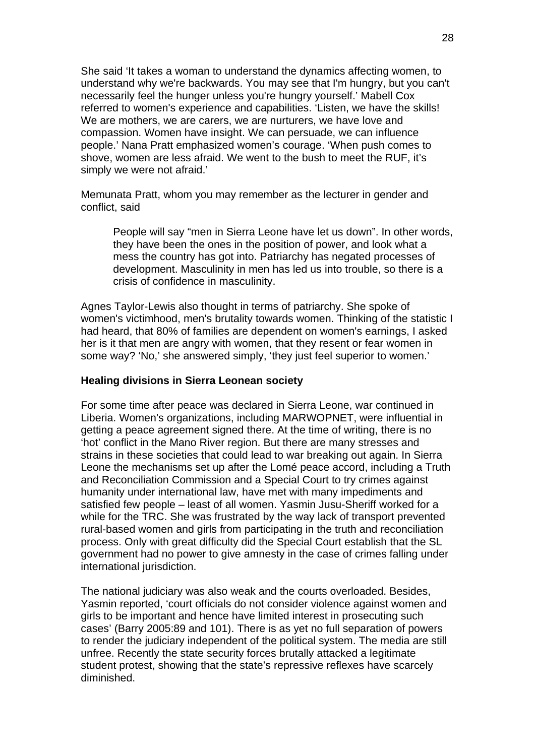She said 'It takes a woman to understand the dynamics affecting women, to understand why we're backwards. You may see that I'm hungry, but you can't necessarily feel the hunger unless you're hungry yourself.' Mabell Cox referred to women's experience and capabilities. 'Listen, we have the skills! We are mothers, we are carers, we are nurturers, we have love and compassion. Women have insight. We can persuade, we can influence people.' Nana Pratt emphasized women's courage. 'When push comes to shove, women are less afraid. We went to the bush to meet the RUF, it's simply we were not afraid.'

Memunata Pratt, whom you may remember as the lecturer in gender and conflict, said

> People will say "men in Sierra Leone have let us down". In other words, they have been the ones in the position of power, and look what a mess the country has got into. Patriarchy has negated processes of development. Masculinity in men has led us into trouble, so there is a crisis of confidence in masculinity.

Agnes Taylor-Lewis also thought in terms of patriarchy. She spoke of women's victimhood, men's brutality towards women. Thinking of the statistic I had heard, that 80% of families are dependent on women's earnings, I asked her is it that men are angry with women, that they resent or fear women in some way? 'No,' she answered simply, 'they just feel superior to women.'

**Healing divisions in Sierra Leonean society**

For some time after peace was declared in Sierra Leone, war continued in Liberia. Women's organizations, including MARWOPNET, were influential in getting a peace agreement signed there. At the time of writing, there is no 'hot' conflict in the Mano River region. But there are many stresses and strains in these societies that could lead to war breaking out again. In Sierra Leone the mechanisms set up after the Lomé peace accord, including a Truth and Reconciliation Commission and a Special Court to try crimes against humanity under international law, have met with many impediments and satisfied few people – least of all women. Yasmin Jusu-Sheriff worked for a while for the TRC. She was frustrated by the way lack of transport prevented rural-based women and girls from participating in the truth and reconciliation process. Only with great difficulty did the Special Court establish that the SL government had no power to give amnesty in the case of crimes falling under international jurisdiction.

The national judiciary was also weak and the courts overloaded. Besides, Yasmin reported, 'court officials do not consider violence against women and girls to be important and hence have limited interest in prosecuting such cases' (Barry 2005:89 and 101). There is as yet no full separation of powers to render the judiciary independent of the political system. The media are still unfree. Recently the state security forces brutally attacked a legitimate student protest, showing that the state's repressive reflexes have scarcely diminished.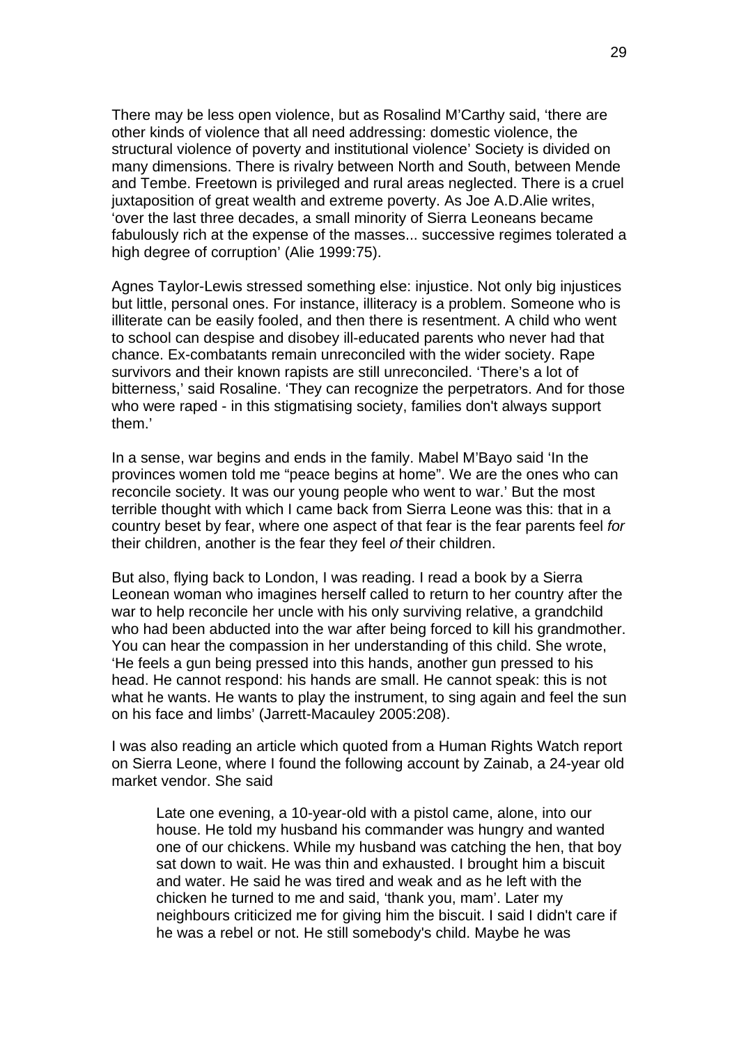There may be less open violence, but as Rosalind M'Carthy said, 'there are other kinds of violence that all need addressing: domestic violence, the structural violence of poverty and institutional violence' Society is divided on many dimensions. There is rivalry between North and South, between Mende and Tembe. Freetown is privileged and rural areas neglected. There is a cruel juxtaposition of great wealth and extreme poverty. As Joe A.D.Alie writes, 'over the last three decades, a small minority of Sierra Leoneans became fabulously rich at the expense of the masses... successive regimes tolerated a high degree of corruption' (Alie 1999:75).

Agnes Taylor-Lewis stressed something else: injustice. Not only big injustices but little, personal ones. For instance, illiteracy is a problem. Someone who is illiterate can be easily fooled, and then there is resentment. A child who went to school can despise and disobey ill-educated parents who never had that chance. Ex-combatants remain unreconciled with the wider society. Rape survivors and their known rapists are still unreconciled. 'There's a lot of bitterness,' said Rosaline. 'They can recognize the perpetrators. And for those who were raped - in this stigmatising society, families don't always support them.'

In a sense, war begins and ends in the family. Mabel M'Bayo said 'In the provinces women told me "peace begins at home". We are the ones who can reconcile society. It was our young people who went to war.' But the most terrible thought with which I came back from Sierra Leone was this: that in a country beset by fear, where one aspect of that fear is the fear parents feel *for* their children, another is the fear they feel *of* their children.

But also, flying back to London, I was reading. I read a book by a Sierra Leonean woman who imagines herself called to return to her country after the war to help reconcile her uncle with his only surviving relative, a grandchild who had been abducted into the war after being forced to kill his grandmother. You can hear the compassion in her understanding of this child. She wrote, 'He feels a gun being pressed into this hands, another gun pressed to his head. He cannot respond: his hands are small. He cannot speak: this is not what he wants. He wants to play the instrument, to sing again and feel the sun on his face and limbs' (Jarrett-Macauley 2005:208).

I was also reading an article which quoted from a Human Rights Watch report on Sierra Leone, where I found the following account by Zainab, a 24-year old market vendor. She said

> Late one evening, a 10-year-old with a pistol came, alone, into our house. He told my husband his commander was hungry and wanted one of our chickens. While my husband was catching the hen, that boy sat down to wait. He was thin and exhausted. I brought him a biscuit and water. He said he was tired and weak and as he left with the chicken he turned to me and said, 'thank you, mam'. Later my neighbours criticized me for giving him the biscuit. I said I didn't care if he was a rebel or not. He still somebody's child. Maybe he was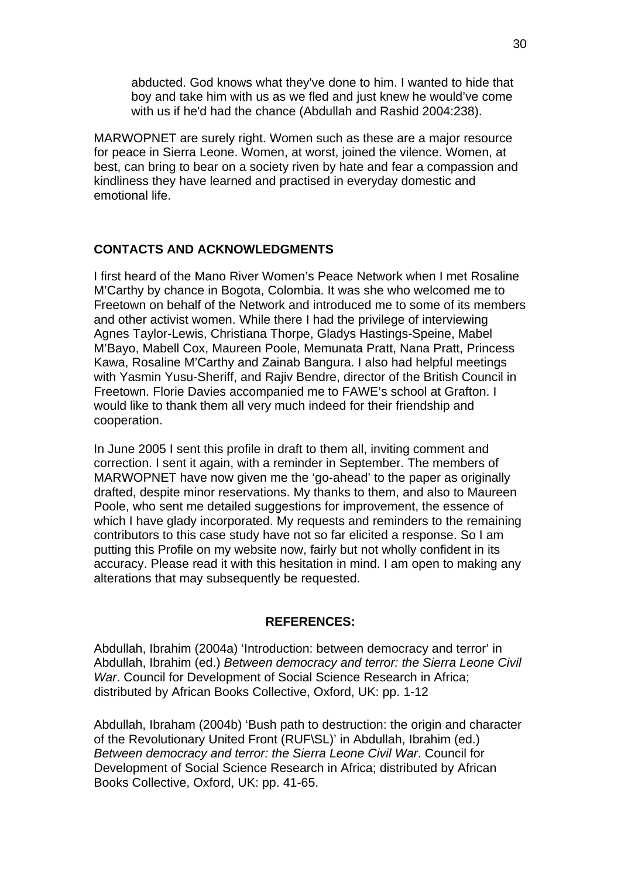> abducted. God knows what they've done to him. I wanted to hide that boy and take him with us as we fled and just knew he would've come with us if he'd had the chance (Abdullah and Rashid 2004:238).

MARWOPNET are surely right. Women such as these are a major resource for peace in Sierra Leone. Women, at worst, joined the vilence. Women, at best, can bring to bear on a society riven by hate and fear a compassion and kindliness they have learned and practised in everyday domestic and emotional life.

## CONTACTS AND ACKNOWLEDGMENTS

I first heard of the Mano River Women's Peace Network when I met Rosaline M'Carthy by chance in Bogota, Colombia. It was she who welcomed me to Freetown on behalf of the Network and introduced me to some of its members and other activist women. While there I had the privilege of interviewing Agnes Taylor-Lewis, Christiana Thorpe, Gladys Hastings-Speine, Mabel M'Bayo, Mabell Cox, Maureen Poole, Memunata Pratt, Nana Pratt, Princess Kawa, Rosaline M'Carthy and Zainab Bangura. I also had helpful meetings with Yasmin Yusu-Sheriff, and Rajiv Bendre, director of the British Council in Freetown. Florie Davies accompanied me to FAWE's school at Grafton. I would like to thank them all very much indeed for their friendship and cooperation.

In June 2005 I sent this profile in draft to them all, inviting comment and correction. I sent it again, with a reminder in September. The members of MARWOPNET have now given me the 'go-ahead' to the paper as originally drafted, despite minor reservations. My thanks to them, and also to Maureen Poole, who sent me detailed suggestions for improvement, the essence of which I have glady incorporated. My requests and reminders to the remaining contributors to this case study have not so far elicited a response. So I am putting this Profile on my website now, fairly but not wholly confident in its accuracy. Please read it with this hesitation in mind. I am open to making any alterations that may subsequently be requested.

## REFERENCES:

Abdullah, Ibrahim (2004a) 'Introduction: between democracy and terror' in Abdullah, Ibrahim (ed.) *Between democracy and terror: the Sierra Leone Civil War*. Council for Development of Social Science Research in Africa; distributed by African Books Collective, Oxford, UK: pp. 1-12

Abdullah, Ibraham (2004b) 'Bush path to destruction: the origin and character of the Revolutionary United Front (RUF\SL)' in Abdullah, Ibrahim (ed.) *Between democracy and terror: the Sierra Leone Civil War*. Council for Development of Social Science Research in Africa; distributed by African Books Collective, Oxford, UK: pp. 41-65.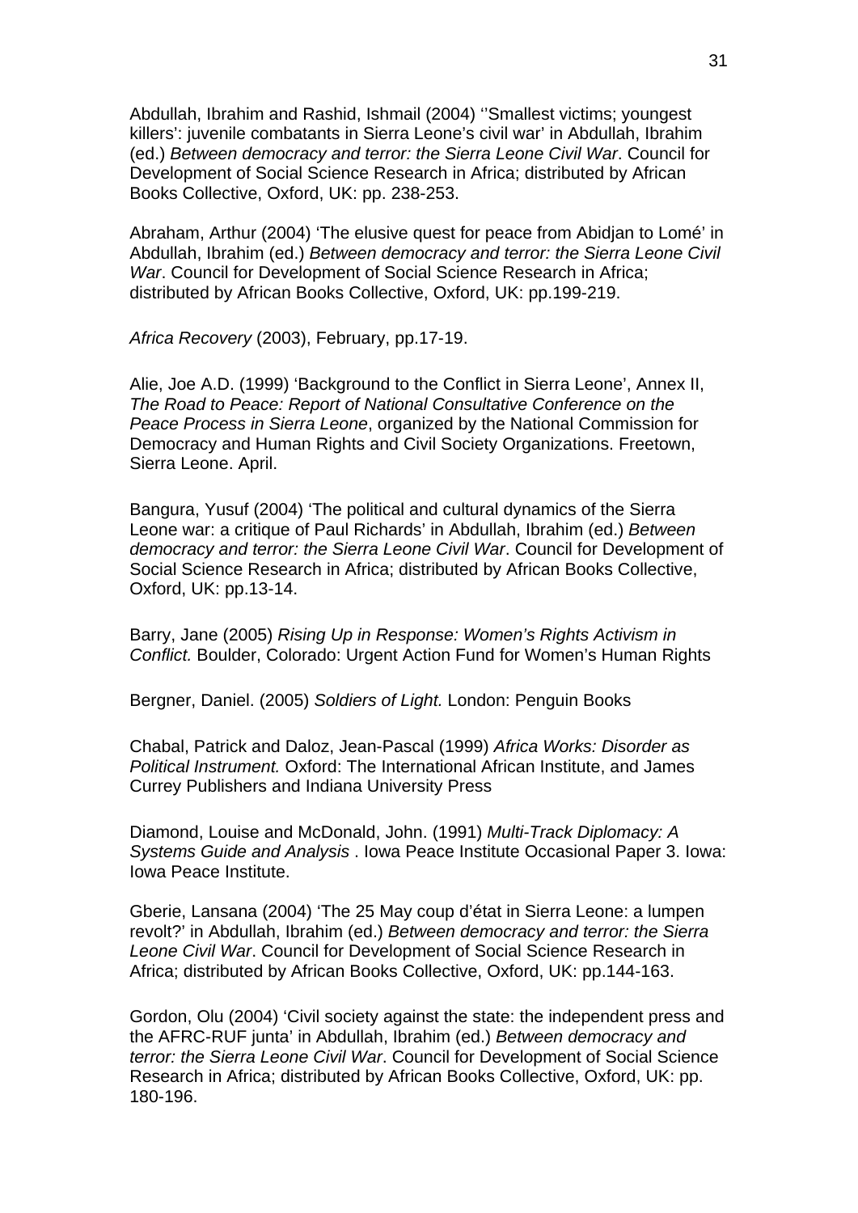Abdullah, Ibrahim and Rashid, Ishmail (2004) ‘’Smallest victims; youngest killers’: juvenile combatants in Sierra Leone’s civil war’ in Abdullah, Ibrahim (ed.) *Between democracy and terror: the Sierra Leone Civil War*. Council for Development of Social Science Research in Africa; distributed by African Books Collective, Oxford, UK: pp. 238-253.

Abraham, Arthur (2004) ‘The elusive quest for peace from Abidjan to Lomé’ in Abdullah, Ibrahim (ed.) *Between democracy and terror: the Sierra Leone Civil War*. Council for Development of Social Science Research in Africa; distributed by African Books Collective, Oxford, UK: pp.199-219.

*Africa Recovery* (2003), February, pp.17-19.

Alie, Joe A.D. (1999) ‘Background to the Conflict in Sierra Leone’, Annex II, *The Road to Peace: Report of National Consultative Conference on the Peace Process in Sierra Leone*, organized by the National Commission for Democracy and Human Rights and Civil Society Organizations. Freetown, Sierra Leone. April.

Bangura, Yusuf (2004) ‘The political and cultural dynamics of the Sierra Leone war: a critique of Paul Richards’ in Abdullah, Ibrahim (ed.) *Between democracy and terror: the Sierra Leone Civil War*. Council for Development of Social Science Research in Africa; distributed by African Books Collective, Oxford, UK: pp.13-14.

Barry, Jane (2005) *Rising Up in Response: Women’s Rights Activism in Conflict.* Boulder, Colorado: Urgent Action Fund for Women’s Human Rights

Bergner, Daniel. (2005) *Soldiers of Light.* London: Penguin Books

Chabal, Patrick and Daloz, Jean-Pascal (1999) *Africa Works: Disorder as Political Instrument.* Oxford: The International African Institute, and James Currey Publishers and Indiana University Press

Diamond, Louise and McDonald, John. (1991) *Multi-Track Diplomacy: A Systems Guide and Analysis* . Iowa Peace Institute Occasional Paper 3. Iowa: Iowa Peace Institute.

Gberie, Lansana (2004) ‘The 25 May coup d’état in Sierra Leone: a lumpen revolt?’ in Abdullah, Ibrahim (ed.) *Between democracy and terror: the Sierra Leone Civil War*. Council for Development of Social Science Research in Africa; distributed by African Books Collective, Oxford, UK: pp.144-163.

Gordon, Olu (2004) ‘Civil society against the state: the independent press and the AFRC-RUF junta’ in Abdullah, Ibrahim (ed.) *Between democracy and terror: the Sierra Leone Civil War*. Council for Development of Social Science Research in Africa; distributed by African Books Collective, Oxford, UK: pp. 180-196.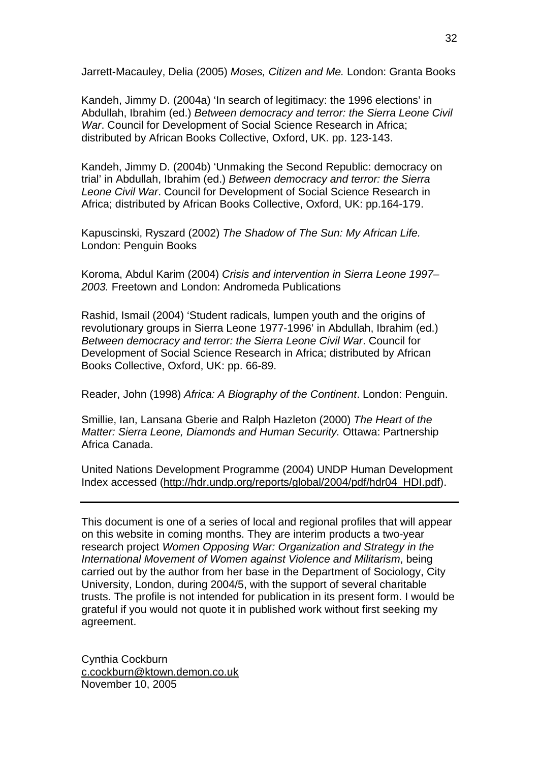Jarrett-Macauley, Delia (2005) *Moses, Citizen and Me.* London: Granta Books

Kandeh, Jimmy D. (2004a) 'In search of legitimacy: the 1996 elections' in Abdullah, Ibrahim (ed.) *Between democracy and terror: the Sierra Leone Civil War*. Council for Development of Social Science Research in Africa; distributed by African Books Collective, Oxford, UK. pp. 123-143.

Kandeh, Jimmy D. (2004b) 'Unmaking the Second Republic: democracy on trial' in Abdullah, Ibrahim (ed.) *Between democracy and terror: the Sierra Leone Civil War*. Council for Development of Social Science Research in Africa; distributed by African Books Collective, Oxford, UK: pp.164-179.

Kapuscinski, Ryszard (2002) *The Shadow of The Sun: My African Life.* London: Penguin Books

Koroma, Abdul Karim (2004) *Crisis and intervention in Sierra Leone 1997–2003.* Freetown and London: Andromeda Publications

Rashid, Ismail (2004) 'Student radicals, lumpen youth and the origins of revolutionary groups in Sierra Leone 1977-1996' in Abdullah, Ibrahim (ed.) *Between democracy and terror: the Sierra Leone Civil War*. Council for Development of Social Science Research in Africa; distributed by African Books Collective, Oxford, UK: pp. 66-89.

Reader, John (1998) *Africa: A Biography of the Continent*. London: Penguin.

Smillie, Ian, Lansana Gberie and Ralph Hazleton (2000) *The Heart of the Matter: Sierra Leone, Diamonds and Human Security.* Ottawa: Partnership Africa Canada.

United Nations Development Programme (2004) UNDP Human Development Index accessed (http://hdr.undp.org/reports/global/2004/pdf/hdr04_HDI.pdf).

---

This document is one of a series of local and regional profiles that will appear on this website in coming months. They are interim products a two-year research project *Women Opposing War: Organization and Strategy in the International Movement of Women against Violence and Militarism*, being carried out by the author from her base in the Department of Sociology, City University, London, during 2004/5, with the support of several charitable trusts. The profile is not intended for publication in its present form. I would be grateful if you would not quote it in published work without first seeking my agreement.

Cynthia Cockburn
c.cockburn@ktown.demon.co.uk
November 10, 2005